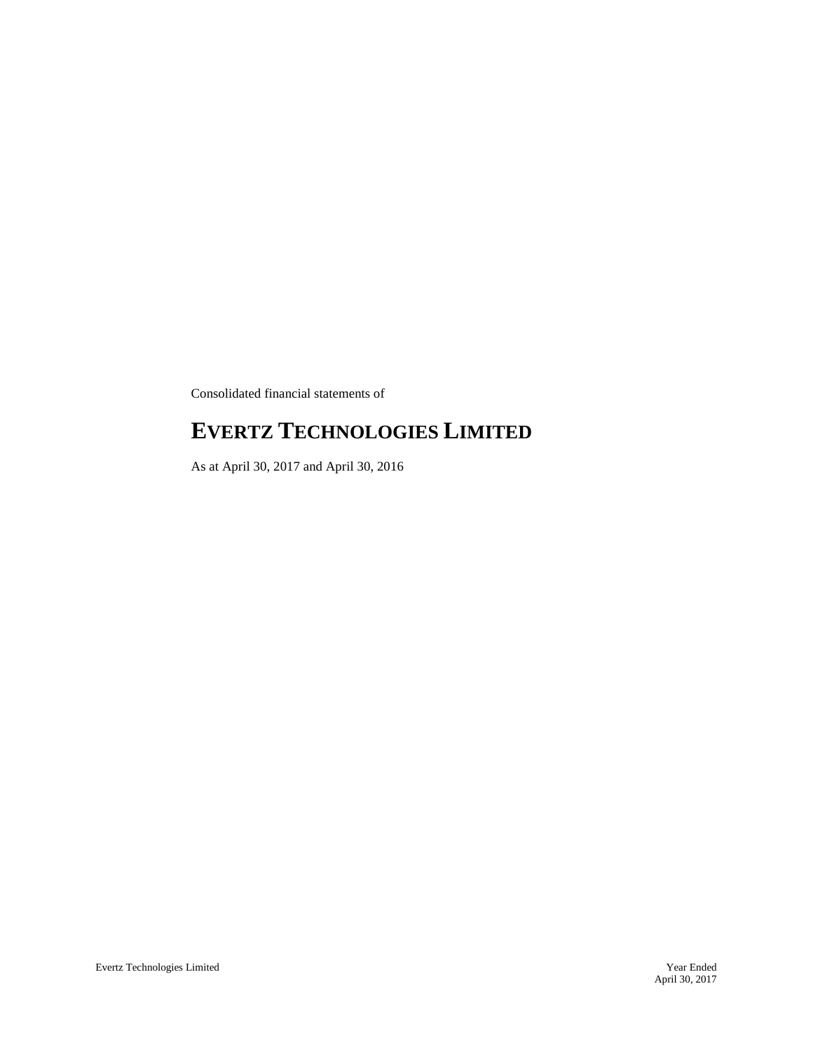Consolidated financial statements of

# EVERTZ TECHNOLOGIES LIMITED

As at April 30, 2017 and April 30, 2016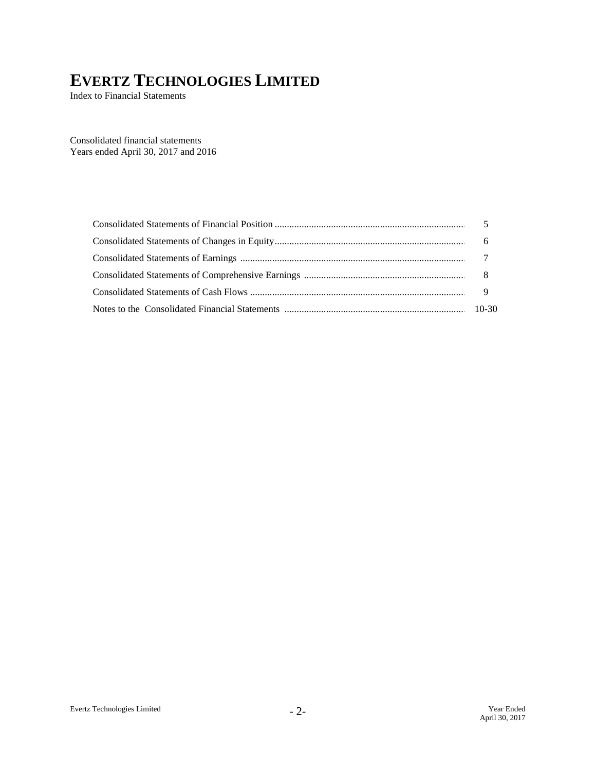# EVERTZ TECHNOLOGIES LIMITED

Index to Financial Statements

Consolidated financial statements
Years ended April 30, 2017 and 2016

| | |
|---|---|
| Consolidated Statements of Financial Position | 5 |
| Consolidated Statements of Changes in Equity | 6 |
| Consolidated Statements of Earnings | 7 |
| Consolidated Statements of Comprehensive Earnings | 8 |
| Consolidated Statements of Cash Flows | 9 |
| Notes to the Consolidated Financial Statements | 10-30 |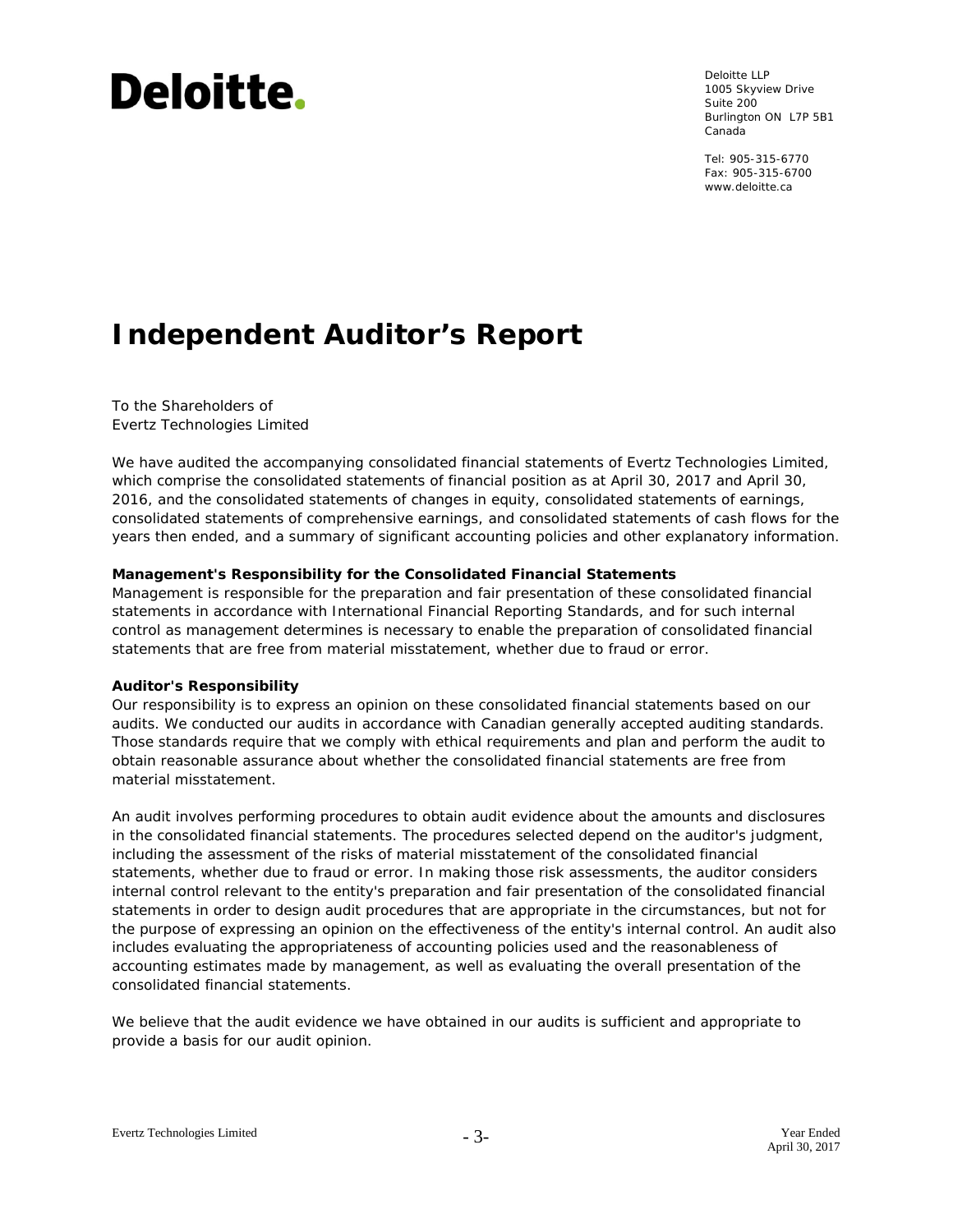# Deloitte.

Deloitte LLP
1005 Skyview Drive
Suite 200
Burlington ON L7P 5B1
Canada

Tel: 905-315-6770
Fax: 905-315-6700
www.deloitte.ca

# Independent Auditor's Report

To the Shareholders of
Evertz Technologies Limited

We have audited the accompanying consolidated financial statements of Evertz Technologies Limited, which comprise the consolidated statements of financial position as at April 30, 2017 and April 30, 2016, and the consolidated statements of changes in equity, consolidated statements of earnings, consolidated statements of comprehensive earnings, and consolidated statements of cash flows for the years then ended, and a summary of significant accounting policies and other explanatory information.

**Management's Responsibility for the Consolidated Financial Statements**

Management is responsible for the preparation and fair presentation of these consolidated financial statements in accordance with International Financial Reporting Standards, and for such internal control as management determines is necessary to enable the preparation of consolidated financial statements that are free from material misstatement, whether due to fraud or error.

**Auditor's Responsibility**

Our responsibility is to express an opinion on these consolidated financial statements based on our audits. We conducted our audits in accordance with Canadian generally accepted auditing standards. Those standards require that we comply with ethical requirements and plan and perform the audit to obtain reasonable assurance about whether the consolidated financial statements are free from material misstatement.

An audit involves performing procedures to obtain audit evidence about the amounts and disclosures in the consolidated financial statements. The procedures selected depend on the auditor's judgment, including the assessment of the risks of material misstatement of the consolidated financial statements, whether due to fraud or error. In making those risk assessments, the auditor considers internal control relevant to the entity's preparation and fair presentation of the consolidated financial statements in order to design audit procedures that are appropriate in the circumstances, but not for the purpose of expressing an opinion on the effectiveness of the entity's internal control. An audit also includes evaluating the appropriateness of accounting policies used and the reasonableness of accounting estimates made by management, as well as evaluating the overall presentation of the consolidated financial statements.

We believe that the audit evidence we have obtained in our audits is sufficient and appropriate to provide a basis for our audit opinion.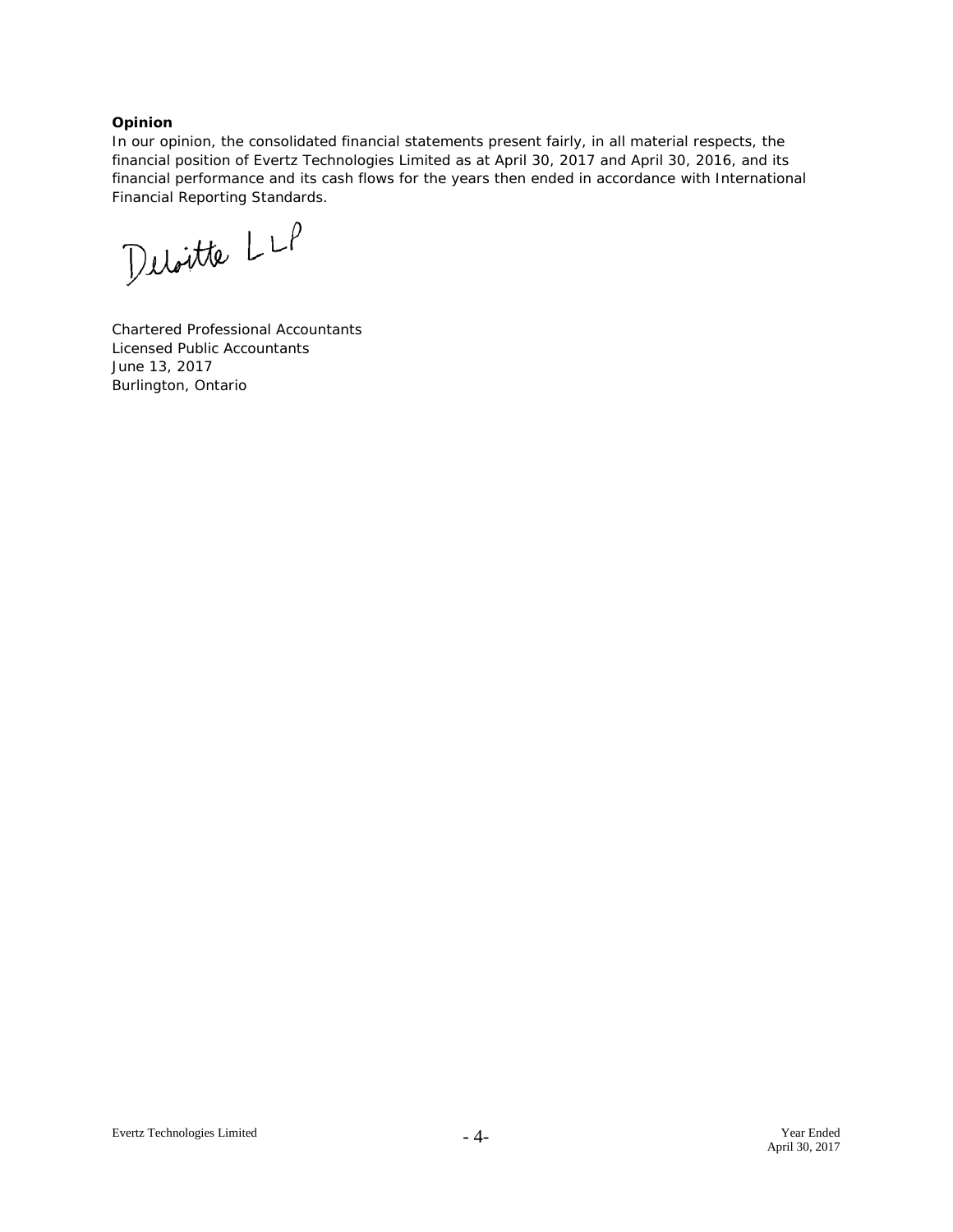**Opinion**

In our opinion, the consolidated financial statements present fairly, in all material respects, the financial position of Evertz Technologies Limited as at April 30, 2017 and April 30, 2016, and its financial performance and its cash flows for the years then ended in accordance with International Financial Reporting Standards.

Deloitte LLP

Chartered Professional Accountants
Licensed Public Accountants
June 13, 2017
Burlington, Ontario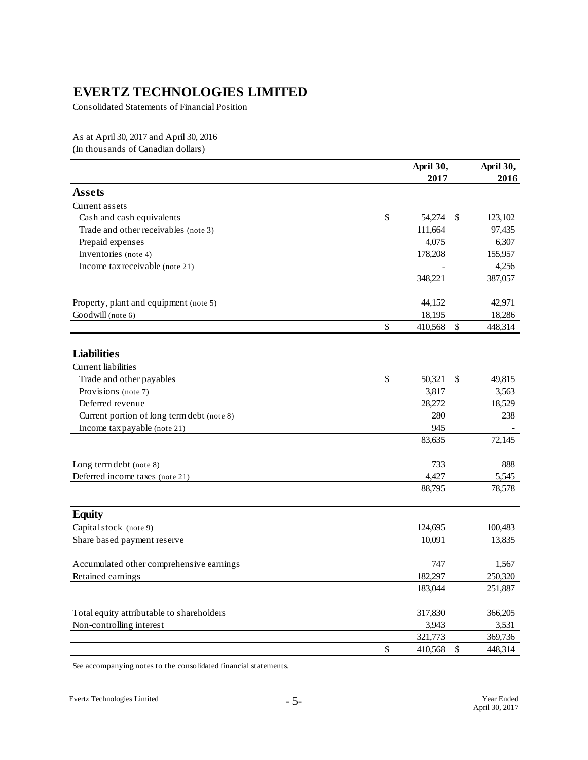# EVERTZ TECHNOLOGIES LIMITED

Consolidated Statements of Financial Position

As at April 30, 2017 and April 30, 2016
(In thousands of Canadian dollars)

| | April 30, 2017 | April 30, 2016 |
|---|---|---|
| **Assets** | | |
| Current assets | | |
| Cash and cash equivalents | $ 54,274 | $ 123,102 |
| Trade and other receivables (note 3) | 111,664 | 97,435 |
| Prepaid expenses | 4,075 | 6,307 |
| Inventories (note 4) | 178,208 | 155,957 |
| Income tax receivable (note 21) | - | 4,256 |
| | 348,221 | 387,057 |
| Property, plant and equipment (note 5) | 44,152 | 42,971 |
| Goodwill (note 6) | 18,195 | 18,286 |
| | $ 410,568 | $ 448,314 |
| **Liabilities** | | |
| Current liabilities | | |
| Trade and other payables | $ 50,321 | $ 49,815 |
| Provisions (note 7) | 3,817 | 3,563 |
| Deferred revenue | 28,272 | 18,529 |
| Current portion of long term debt (note 8) | 280 | 238 |
| Income tax payable (note 21) | 945 | - |
| | 83,635 | 72,145 |
| Long term debt (note 8) | 733 | 888 |
| Deferred income taxes (note 21) | 4,427 | 5,545 |
| | 88,795 | 78,578 |
| **Equity** | | |
| Capital stock (note 9) | 124,695 | 100,483 |
| Share based payment reserve | 10,091 | 13,835 |
| Accumulated other comprehensive earnings | 747 | 1,567 |
| Retained earnings | 182,297 | 250,320 |
| | 183,044 | 251,887 |
| Total equity attributable to shareholders | 317,830 | 366,205 |
| Non-controlling interest | 3,943 | 3,531 |
| | 321,773 | 369,736 |
| | $ 410,568 | $ 448,314 |

See accompanying notes to the consolidated financial statements.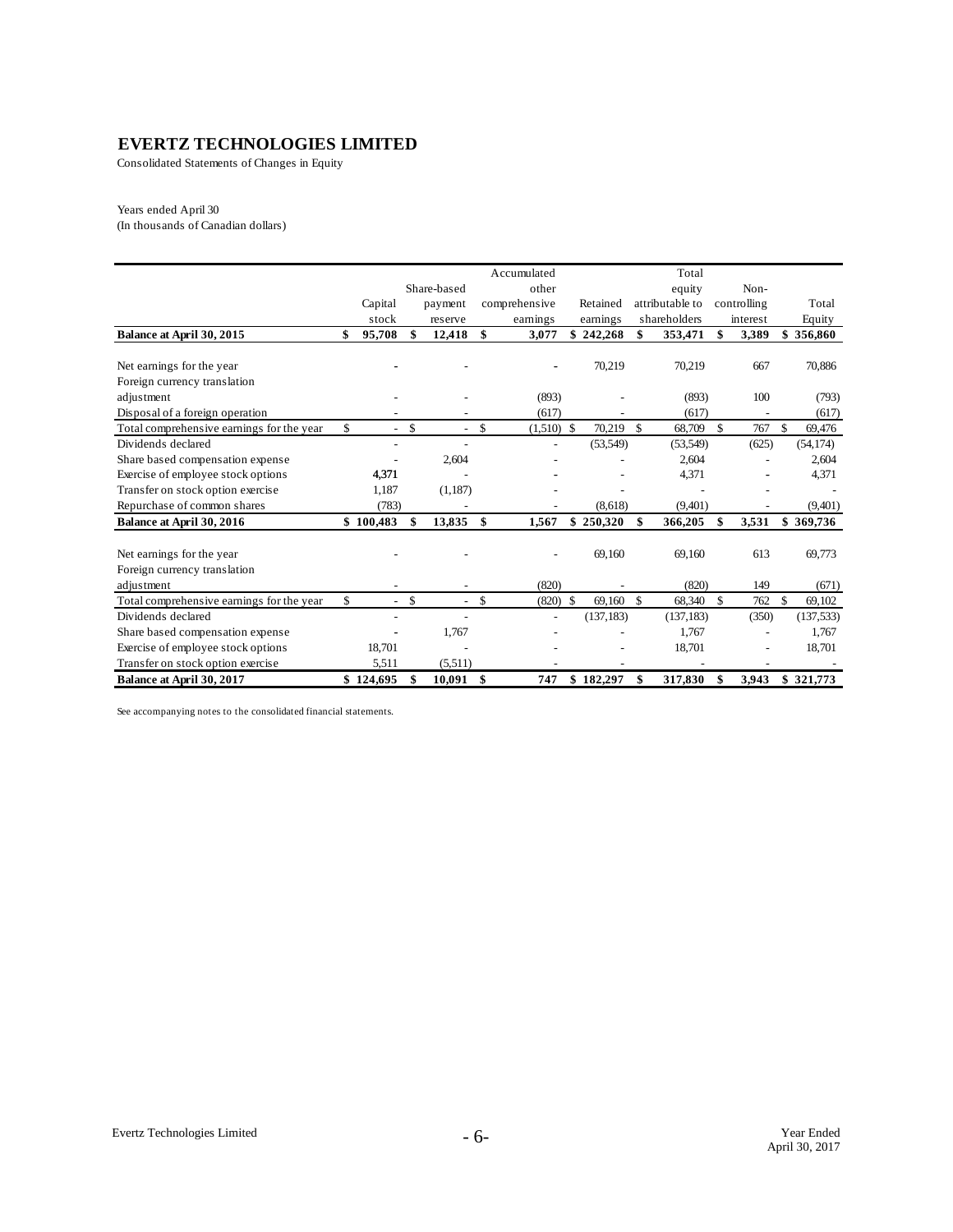# EVERTZ TECHNOLOGIES LIMITED

Consolidated Statements of Changes in Equity

Years ended April 30
(In thousands of Canadian dollars)

| | Capital stock | Share-based payment reserve | Accumulated other comprehensive earnings | Retained earnings | Total equity attributable to shareholders | Non-controlling interest | Total Equity |
|---|---|---|---|---|---|---|---|
| **Balance at April 30, 2015** | **$ 95,708** | **$ 12,418** | **$ 3,077** | **$ 242,268** | **$ 353,471** | **$ 3,389** | **$ 356,860** |
| Net earnings for the year | - | - | - | 70,219 | 70,219 | 667 | 70,886 |
| Foreign currency translation adjustment | - | - | (893) | - | (893) | 100 | (793) |
| Disposal of a foreign operation | - | - | (617) | - | (617) | - | (617) |
| Total comprehensive earnings for the year | $ - | $ - | $ (1,510) | $ 70,219 | $ 68,709 | $ 767 | $ 69,476 |
| Dividends declared | - | - | - | (53,549) | (53,549) | (625) | (54,174) |
| Share based compensation expense | - | 2,604 | - | - | 2,604 | - | 2,604 |
| Exercise of employee stock options | 4,371 | - | - | - | 4,371 | - | 4,371 |
| Transfer on stock option exercise | 1,187 | (1,187) | - | - | - | - | - |
| Repurchase of common shares | (783) | - | - | (8,618) | (9,401) | - | (9,401) |
| **Balance at April 30, 2016** | **$ 100,483** | **$ 13,835** | **$ 1,567** | **$ 250,320** | **$ 366,205** | **$ 3,531** | **$ 369,736** |
| Net earnings for the year | - | - | - | 69,160 | 69,160 | 613 | 69,773 |
| Foreign currency translation adjustment | - | - | (820) | - | (820) | 149 | (671) |
| Total comprehensive earnings for the year | $ - | $ - | $ (820) | $ 69,160 | $ 68,340 | $ 762 | $ 69,102 |
| Dividends declared | - | - | - | (137,183) | (137,183) | (350) | (137,533) |
| Share based compensation expense | - | 1,767 | - | - | 1,767 | - | 1,767 |
| Exercise of employee stock options | 18,701 | - | - | - | 18,701 | - | 18,701 |
| Transfer on stock option exercise | 5,511 | (5,511) | - | - | - | - | - |
| **Balance at April 30, 2017** | **$ 124,695** | **$ 10,091** | **$ 747** | **$ 182,297** | **$ 317,830** | **$ 3,943** | **$ 321,773** |

See accompanying notes to the consolidated financial statements.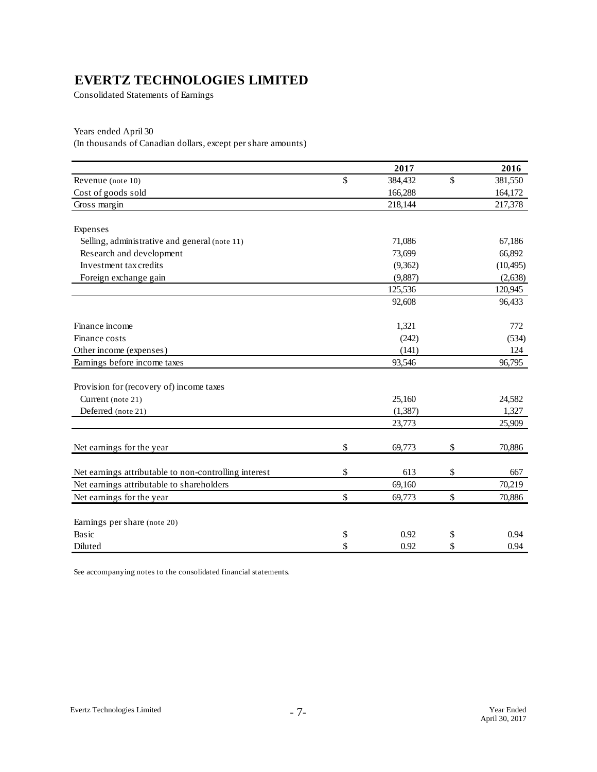# EVERTZ TECHNOLOGIES LIMITED

Consolidated Statements of Earnings

Years ended April 30
(In thousands of Canadian dollars, except per share amounts)

| | 2017 | 2016 |
|---|---|---|
| Revenue (note 10) | $ 384,432 | $ 381,550 |
| Cost of goods sold | 166,288 | 164,172 |
| Gross margin | 218,144 | 217,378 |
| | | |
| Expenses | | |
| Selling, administrative and general (note 11) | 71,086 | 67,186 |
| Research and development | 73,699 | 66,892 |
| Investment tax credits | (9,362) | (10,495) |
| Foreign exchange gain | (9,887) | (2,638) |
| | 125,536 | 120,945 |
| | 92,608 | 96,433 |
| | | |
| Finance income | 1,321 | 772 |
| Finance costs | (242) | (534) |
| Other income (expenses) | (141) | 124 |
| Earnings before income taxes | 93,546 | 96,795 |
| | | |
| Provision for (recovery of) income taxes | | |
| Current (note 21) | 25,160 | 24,582 |
| Deferred (note 21) | (1,387) | 1,327 |
| | 23,773 | 25,909 |
| | | |
| Net earnings for the year | $ 69,773 | $ 70,886 |
| | | |
| Net earnings attributable to non-controlling interest | $ 613 | $ 667 |
| Net earnings attributable to shareholders | 69,160 | 70,219 |
| Net earnings for the year | $ 69,773 | $ 70,886 |
| | | |
| Earnings per share (note 20) | | |
| Basic | $ 0.92 | $ 0.94 |
| Diluted | $ 0.92 | $ 0.94 |

See accompanying notes to the consolidated financial statements.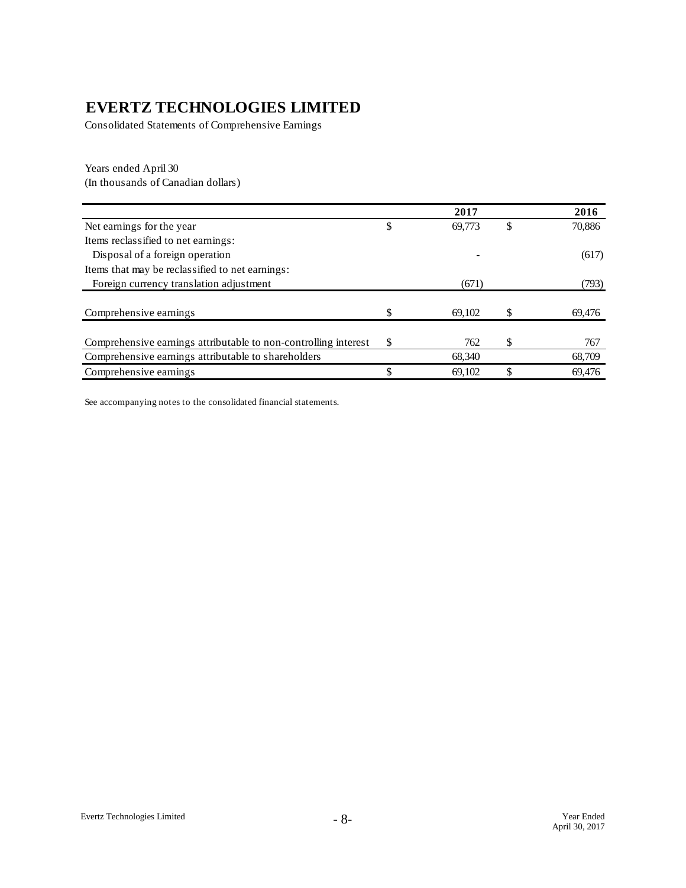# EVERTZ TECHNOLOGIES LIMITED

Consolidated Statements of Comprehensive Earnings

Years ended April 30
(In thousands of Canadian dollars)

| | 2017 | 2016 |
|---|---|---|
| Net earnings for the year | $ 69,773 | $ 70,886 |
| Items reclassified to net earnings: | | |
| Disposal of a foreign operation | - | (617) |
| Items that may be reclassified to net earnings: | | |
| Foreign currency translation adjustment | (671) | (793) |
| Comprehensive earnings | $ 69,102 | $ 69,476 |
| Comprehensive earnings attributable to non-controlling interest | $ 762 | $ 767 |
| Comprehensive earnings attributable to shareholders | 68,340 | 68,709 |
| Comprehensive earnings | $ 69,102 | $ 69,476 |

See accompanying notes to the consolidated financial statements.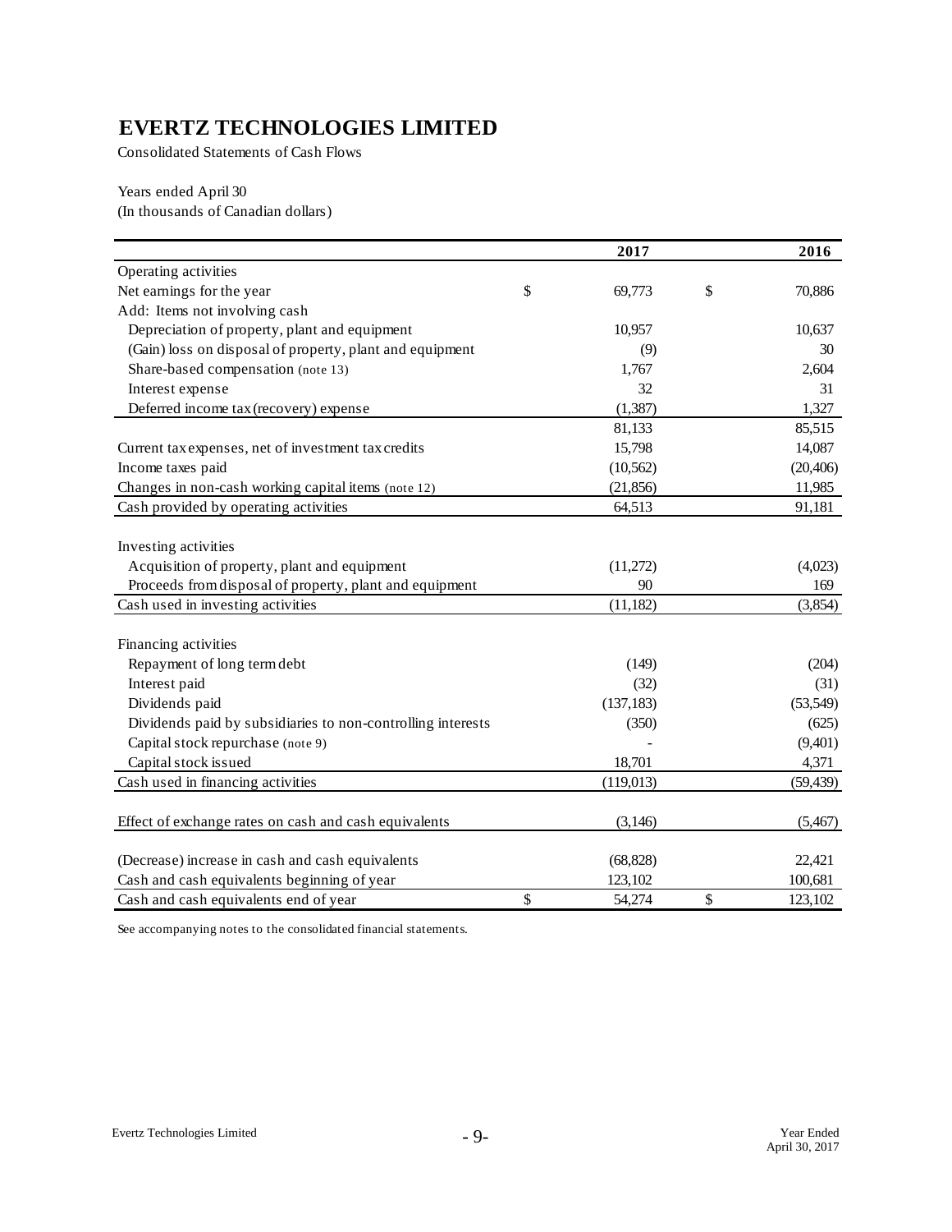# EVERTZ TECHNOLOGIES LIMITED

Consolidated Statements of Cash Flows

Years ended April 30
(In thousands of Canadian dollars)

| | 2017 | 2016 |
|---|---|---|
| Operating activities | | |
| Net earnings for the year | $ 69,773 | $ 70,886 |
| Add: Items not involving cash | | |
| Depreciation of property, plant and equipment | 10,957 | 10,637 |
| (Gain) loss on disposal of property, plant and equipment | (9) | 30 |
| Share-based compensation (note 13) | 1,767 | 2,604 |
| Interest expense | 32 | 31 |
| Deferred income tax (recovery) expense | (1,387) | 1,327 |
| | 81,133 | 85,515 |
| Current tax expenses, net of investment tax credits | 15,798 | 14,087 |
| Income taxes paid | (10,562) | (20,406) |
| Changes in non-cash working capital items (note 12) | (21,856) | 11,985 |
| Cash provided by operating activities | 64,513 | 91,181 |
| | | |
| Investing activities | | |
| Acquisition of property, plant and equipment | (11,272) | (4,023) |
| Proceeds from disposal of property, plant and equipment | 90 | 169 |
| Cash used in investing activities | (11,182) | (3,854) |
| | | |
| Financing activities | | |
| Repayment of long term debt | (149) | (204) |
| Interest paid | (32) | (31) |
| Dividends paid | (137,183) | (53,549) |
| Dividends paid by subsidiaries to non-controlling interests | (350) | (625) |
| Capital stock repurchase (note 9) | - | (9,401) |
| Capital stock issued | 18,701 | 4,371 |
| Cash used in financing activities | (119,013) | (59,439) |
| | | |
| Effect of exchange rates on cash and cash equivalents | (3,146) | (5,467) |
| | | |
| (Decrease) increase in cash and cash equivalents | (68,828) | 22,421 |
| Cash and cash equivalents beginning of year | 123,102 | 100,681 |
| Cash and cash equivalents end of year | $ 54,274 | $ 123,102 |

See accompanying notes to the consolidated financial statements.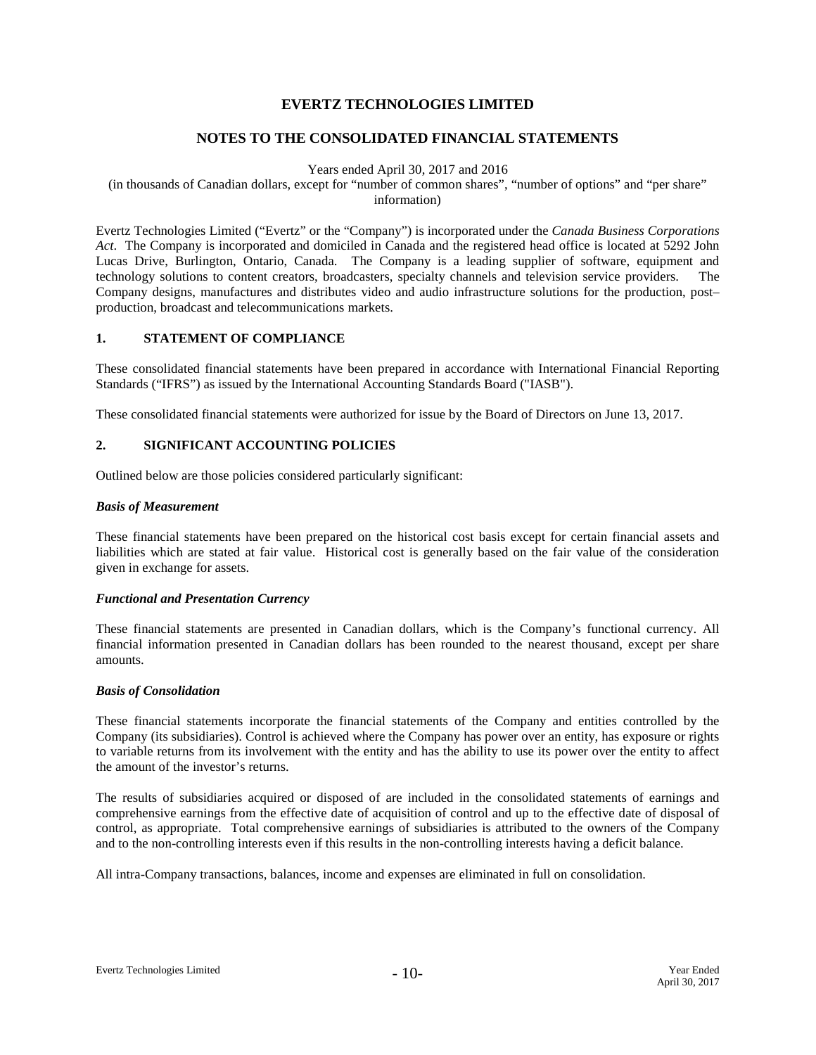# EVERTZ TECHNOLOGIES LIMITED

## NOTES TO THE CONSOLIDATED FINANCIAL STATEMENTS

Years ended April 30, 2017 and 2016
(in thousands of Canadian dollars, except for "number of common shares", "number of options" and "per share" information)

Evertz Technologies Limited ("Evertz" or the "Company") is incorporated under the *Canada Business Corporations Act*. The Company is incorporated and domiciled in Canada and the registered head office is located at 5292 John Lucas Drive, Burlington, Ontario, Canada. The Company is a leading supplier of software, equipment and technology solutions to content creators, broadcasters, specialty channels and television service providers. The Company designs, manufactures and distributes video and audio infrastructure solutions for the production, post–production, broadcast and telecommunications markets.

### 1. STATEMENT OF COMPLIANCE

These consolidated financial statements have been prepared in accordance with International Financial Reporting Standards ("IFRS") as issued by the International Accounting Standards Board ("IASB").

These consolidated financial statements were authorized for issue by the Board of Directors on June 13, 2017.

### 2. SIGNIFICANT ACCOUNTING POLICIES

Outlined below are those policies considered particularly significant:

***Basis of Measurement***

These financial statements have been prepared on the historical cost basis except for certain financial assets and liabilities which are stated at fair value. Historical cost is generally based on the fair value of the consideration given in exchange for assets.

***Functional and Presentation Currency***

These financial statements are presented in Canadian dollars, which is the Company's functional currency. All financial information presented in Canadian dollars has been rounded to the nearest thousand, except per share amounts.

***Basis of Consolidation***

These financial statements incorporate the financial statements of the Company and entities controlled by the Company (its subsidiaries). Control is achieved where the Company has power over an entity, has exposure or rights to variable returns from its involvement with the entity and has the ability to use its power over the entity to affect the amount of the investor's returns.

The results of subsidiaries acquired or disposed of are included in the consolidated statements of earnings and comprehensive earnings from the effective date of acquisition of control and up to the effective date of disposal of control, as appropriate. Total comprehensive earnings of subsidiaries is attributed to the owners of the Company and to the non-controlling interests even if this results in the non-controlling interests having a deficit balance.

All intra-Company transactions, balances, income and expenses are eliminated in full on consolidation.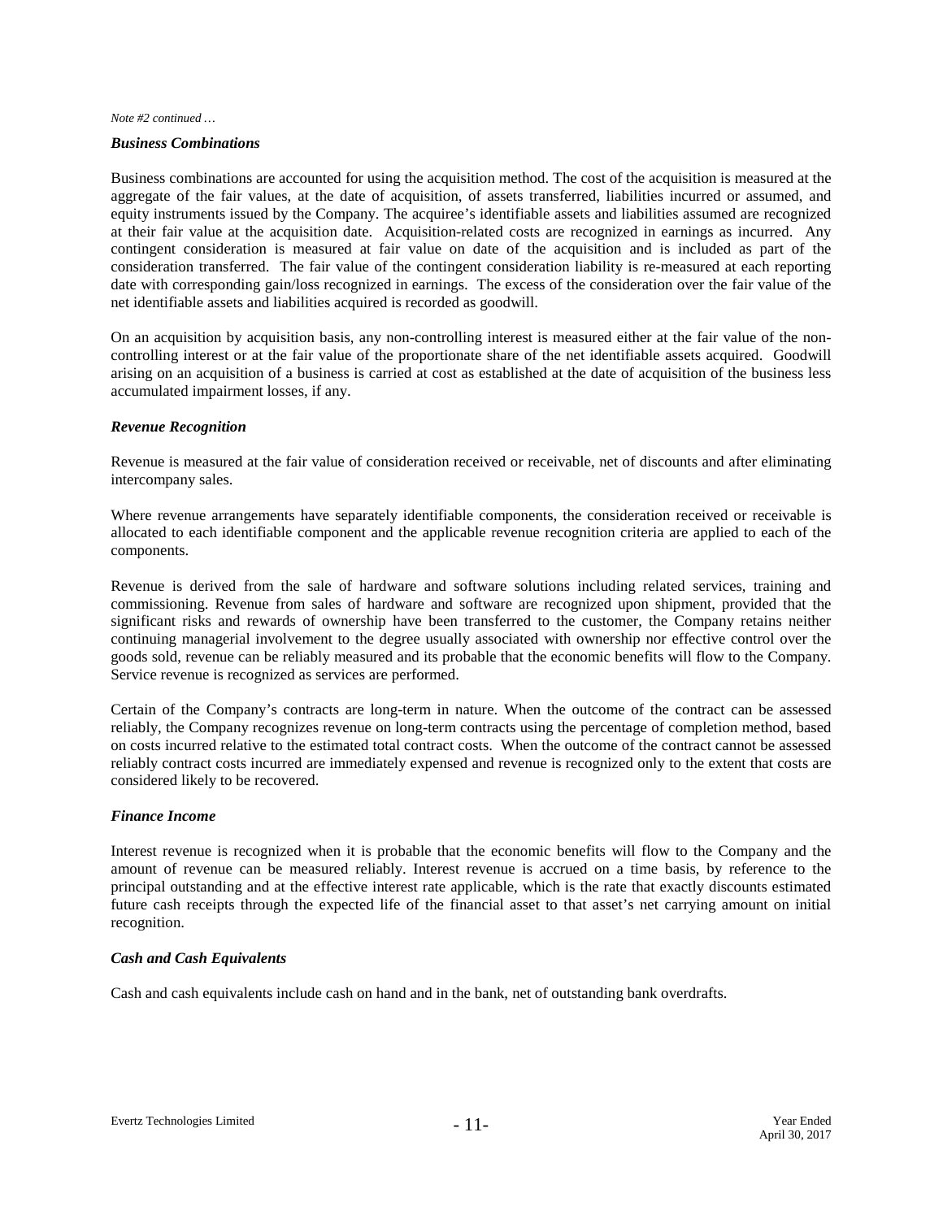*Note #2 continued …*

### *Business Combinations*

Business combinations are accounted for using the acquisition method. The cost of the acquisition is measured at the aggregate of the fair values, at the date of acquisition, of assets transferred, liabilities incurred or assumed, and equity instruments issued by the Company. The acquiree's identifiable assets and liabilities assumed are recognized at their fair value at the acquisition date. Acquisition-related costs are recognized in earnings as incurred. Any contingent consideration is measured at fair value on date of the acquisition and is included as part of the consideration transferred. The fair value of the contingent consideration liability is re-measured at each reporting date with corresponding gain/loss recognized in earnings. The excess of the consideration over the fair value of the net identifiable assets and liabilities acquired is recorded as goodwill.

On an acquisition by acquisition basis, any non-controlling interest is measured either at the fair value of the non-controlling interest or at the fair value of the proportionate share of the net identifiable assets acquired. Goodwill arising on an acquisition of a business is carried at cost as established at the date of acquisition of the business less accumulated impairment losses, if any.

### *Revenue Recognition*

Revenue is measured at the fair value of consideration received or receivable, net of discounts and after eliminating intercompany sales.

Where revenue arrangements have separately identifiable components, the consideration received or receivable is allocated to each identifiable component and the applicable revenue recognition criteria are applied to each of the components.

Revenue is derived from the sale of hardware and software solutions including related services, training and commissioning. Revenue from sales of hardware and software are recognized upon shipment, provided that the significant risks and rewards of ownership have been transferred to the customer, the Company retains neither continuing managerial involvement to the degree usually associated with ownership nor effective control over the goods sold, revenue can be reliably measured and its probable that the economic benefits will flow to the Company. Service revenue is recognized as services are performed.

Certain of the Company's contracts are long-term in nature. When the outcome of the contract can be assessed reliably, the Company recognizes revenue on long-term contracts using the percentage of completion method, based on costs incurred relative to the estimated total contract costs. When the outcome of the contract cannot be assessed reliably contract costs incurred are immediately expensed and revenue is recognized only to the extent that costs are considered likely to be recovered.

### *Finance Income*

Interest revenue is recognized when it is probable that the economic benefits will flow to the Company and the amount of revenue can be measured reliably. Interest revenue is accrued on a time basis, by reference to the principal outstanding and at the effective interest rate applicable, which is the rate that exactly discounts estimated future cash receipts through the expected life of the financial asset to that asset's net carrying amount on initial recognition.

### *Cash and Cash Equivalents*

Cash and cash equivalents include cash on hand and in the bank, net of outstanding bank overdrafts.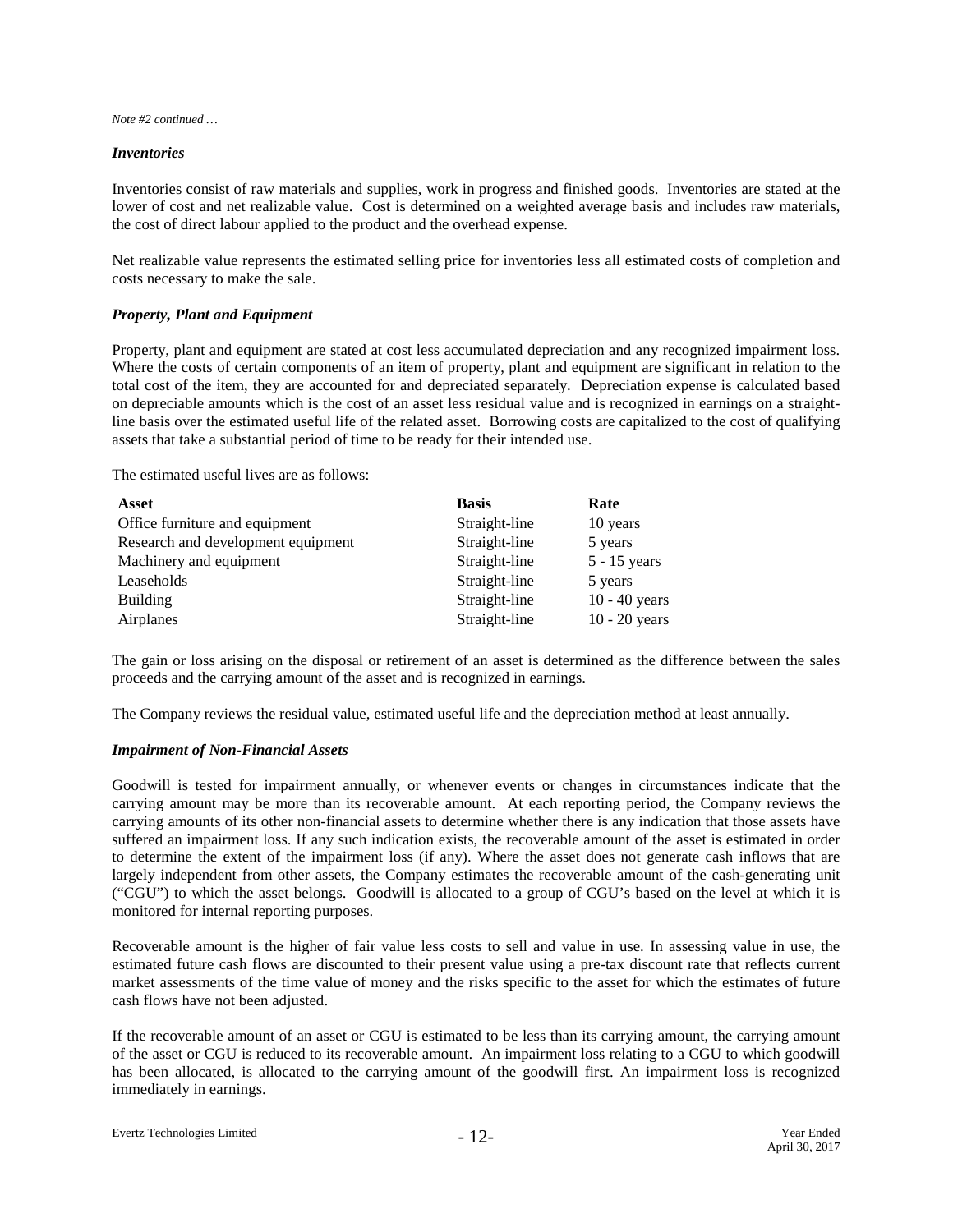*Note #2 continued …*

***Inventories***

Inventories consist of raw materials and supplies, work in progress and finished goods. Inventories are stated at the lower of cost and net realizable value. Cost is determined on a weighted average basis and includes raw materials, the cost of direct labour applied to the product and the overhead expense.

Net realizable value represents the estimated selling price for inventories less all estimated costs of completion and costs necessary to make the sale.

***Property, Plant and Equipment***

Property, plant and equipment are stated at cost less accumulated depreciation and any recognized impairment loss. Where the costs of certain components of an item of property, plant and equipment are significant in relation to the total cost of the item, they are accounted for and depreciated separately. Depreciation expense is calculated based on depreciable amounts which is the cost of an asset less residual value and is recognized in earnings on a straight-line basis over the estimated useful life of the related asset. Borrowing costs are capitalized to the cost of qualifying assets that take a substantial period of time to be ready for their intended use.

The estimated useful lives are as follows:

| Asset | Basis | Rate |
|---|---|---|
| Office furniture and equipment | Straight-line | 10 years |
| Research and development equipment | Straight-line | 5 years |
| Machinery and equipment | Straight-line | 5 - 15 years |
| Leaseholds | Straight-line | 5 years |
| Building | Straight-line | 10 - 40 years |
| Airplanes | Straight-line | 10 - 20 years |

The gain or loss arising on the disposal or retirement of an asset is determined as the difference between the sales proceeds and the carrying amount of the asset and is recognized in earnings.

The Company reviews the residual value, estimated useful life and the depreciation method at least annually.

***Impairment of Non-Financial Assets***

Goodwill is tested for impairment annually, or whenever events or changes in circumstances indicate that the carrying amount may be more than its recoverable amount. At each reporting period, the Company reviews the carrying amounts of its other non-financial assets to determine whether there is any indication that those assets have suffered an impairment loss. If any such indication exists, the recoverable amount of the asset is estimated in order to determine the extent of the impairment loss (if any). Where the asset does not generate cash inflows that are largely independent from other assets, the Company estimates the recoverable amount of the cash-generating unit ("CGU") to which the asset belongs. Goodwill is allocated to a group of CGU's based on the level at which it is monitored for internal reporting purposes.

Recoverable amount is the higher of fair value less costs to sell and value in use. In assessing value in use, the estimated future cash flows are discounted to their present value using a pre-tax discount rate that reflects current market assessments of the time value of money and the risks specific to the asset for which the estimates of future cash flows have not been adjusted.

If the recoverable amount of an asset or CGU is estimated to be less than its carrying amount, the carrying amount of the asset or CGU is reduced to its recoverable amount. An impairment loss relating to a CGU to which goodwill has been allocated, is allocated to the carrying amount of the goodwill first. An impairment loss is recognized immediately in earnings.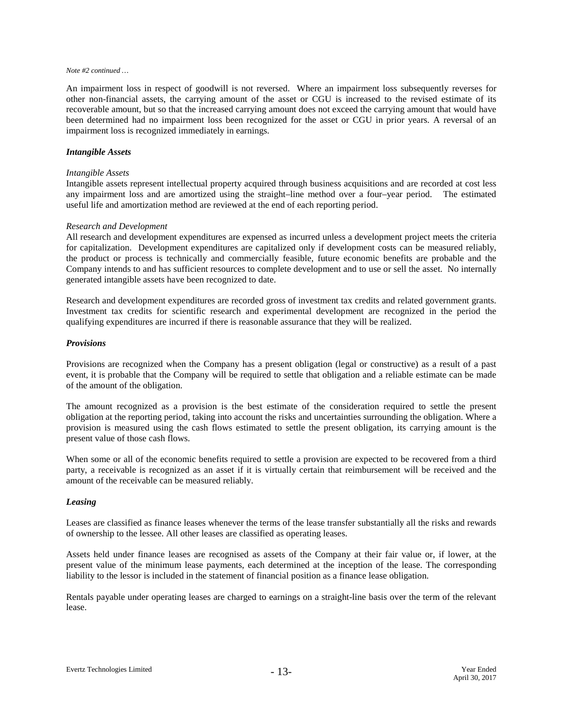*Note #2 continued …*

An impairment loss in respect of goodwill is not reversed. Where an impairment loss subsequently reverses for other non-financial assets, the carrying amount of the asset or CGU is increased to the revised estimate of its recoverable amount, but so that the increased carrying amount does not exceed the carrying amount that would have been determined had no impairment loss been recognized for the asset or CGU in prior years. A reversal of an impairment loss is recognized immediately in earnings.

***Intangible Assets***

*Intangible Assets*
Intangible assets represent intellectual property acquired through business acquisitions and are recorded at cost less any impairment loss and are amortized using the straight–line method over a four–year period. The estimated useful life and amortization method are reviewed at the end of each reporting period.

*Research and Development*
All research and development expenditures are expensed as incurred unless a development project meets the criteria for capitalization. Development expenditures are capitalized only if development costs can be measured reliably, the product or process is technically and commercially feasible, future economic benefits are probable and the Company intends to and has sufficient resources to complete development and to use or sell the asset. No internally generated intangible assets have been recognized to date.

Research and development expenditures are recorded gross of investment tax credits and related government grants. Investment tax credits for scientific research and experimental development are recognized in the period the qualifying expenditures are incurred if there is reasonable assurance that they will be realized.

***Provisions***

Provisions are recognized when the Company has a present obligation (legal or constructive) as a result of a past event, it is probable that the Company will be required to settle that obligation and a reliable estimate can be made of the amount of the obligation.

The amount recognized as a provision is the best estimate of the consideration required to settle the present obligation at the reporting period, taking into account the risks and uncertainties surrounding the obligation. Where a provision is measured using the cash flows estimated to settle the present obligation, its carrying amount is the present value of those cash flows.

When some or all of the economic benefits required to settle a provision are expected to be recovered from a third party, a receivable is recognized as an asset if it is virtually certain that reimbursement will be received and the amount of the receivable can be measured reliably.

***Leasing***

Leases are classified as finance leases whenever the terms of the lease transfer substantially all the risks and rewards of ownership to the lessee. All other leases are classified as operating leases.

Assets held under finance leases are recognised as assets of the Company at their fair value or, if lower, at the present value of the minimum lease payments, each determined at the inception of the lease. The corresponding liability to the lessor is included in the statement of financial position as a finance lease obligation.

Rentals payable under operating leases are charged to earnings on a straight-line basis over the term of the relevant lease.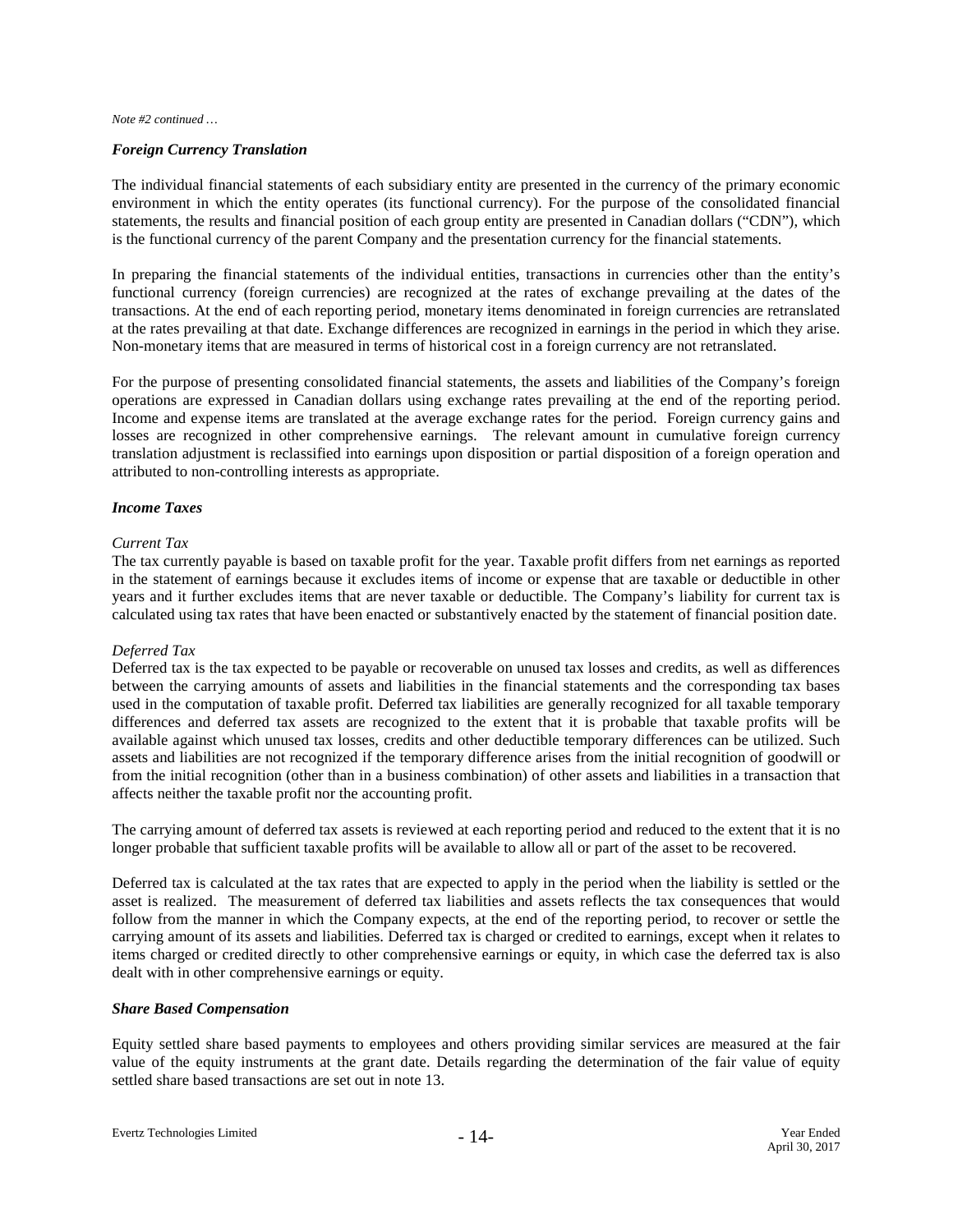*Note #2 continued …*

***Foreign Currency Translation***

The individual financial statements of each subsidiary entity are presented in the currency of the primary economic environment in which the entity operates (its functional currency). For the purpose of the consolidated financial statements, the results and financial position of each group entity are presented in Canadian dollars ("CDN"), which is the functional currency of the parent Company and the presentation currency for the financial statements.

In preparing the financial statements of the individual entities, transactions in currencies other than the entity's functional currency (foreign currencies) are recognized at the rates of exchange prevailing at the dates of the transactions. At the end of each reporting period, monetary items denominated in foreign currencies are retranslated at the rates prevailing at that date. Exchange differences are recognized in earnings in the period in which they arise. Non-monetary items that are measured in terms of historical cost in a foreign currency are not retranslated.

For the purpose of presenting consolidated financial statements, the assets and liabilities of the Company's foreign operations are expressed in Canadian dollars using exchange rates prevailing at the end of the reporting period. Income and expense items are translated at the average exchange rates for the period. Foreign currency gains and losses are recognized in other comprehensive earnings. The relevant amount in cumulative foreign currency translation adjustment is reclassified into earnings upon disposition or partial disposition of a foreign operation and attributed to non-controlling interests as appropriate.

***Income Taxes***

*Current Tax*

The tax currently payable is based on taxable profit for the year. Taxable profit differs from net earnings as reported in the statement of earnings because it excludes items of income or expense that are taxable or deductible in other years and it further excludes items that are never taxable or deductible. The Company's liability for current tax is calculated using tax rates that have been enacted or substantively enacted by the statement of financial position date.

*Deferred Tax*

Deferred tax is the tax expected to be payable or recoverable on unused tax losses and credits, as well as differences between the carrying amounts of assets and liabilities in the financial statements and the corresponding tax bases used in the computation of taxable profit. Deferred tax liabilities are generally recognized for all taxable temporary differences and deferred tax assets are recognized to the extent that it is probable that taxable profits will be available against which unused tax losses, credits and other deductible temporary differences can be utilized. Such assets and liabilities are not recognized if the temporary difference arises from the initial recognition of goodwill or from the initial recognition (other than in a business combination) of other assets and liabilities in a transaction that affects neither the taxable profit nor the accounting profit.

The carrying amount of deferred tax assets is reviewed at each reporting period and reduced to the extent that it is no longer probable that sufficient taxable profits will be available to allow all or part of the asset to be recovered.

Deferred tax is calculated at the tax rates that are expected to apply in the period when the liability is settled or the asset is realized. The measurement of deferred tax liabilities and assets reflects the tax consequences that would follow from the manner in which the Company expects, at the end of the reporting period, to recover or settle the carrying amount of its assets and liabilities. Deferred tax is charged or credited to earnings, except when it relates to items charged or credited directly to other comprehensive earnings or equity, in which case the deferred tax is also dealt with in other comprehensive earnings or equity.

***Share Based Compensation***

Equity settled share based payments to employees and others providing similar services are measured at the fair value of the equity instruments at the grant date. Details regarding the determination of the fair value of equity settled share based transactions are set out in note 13.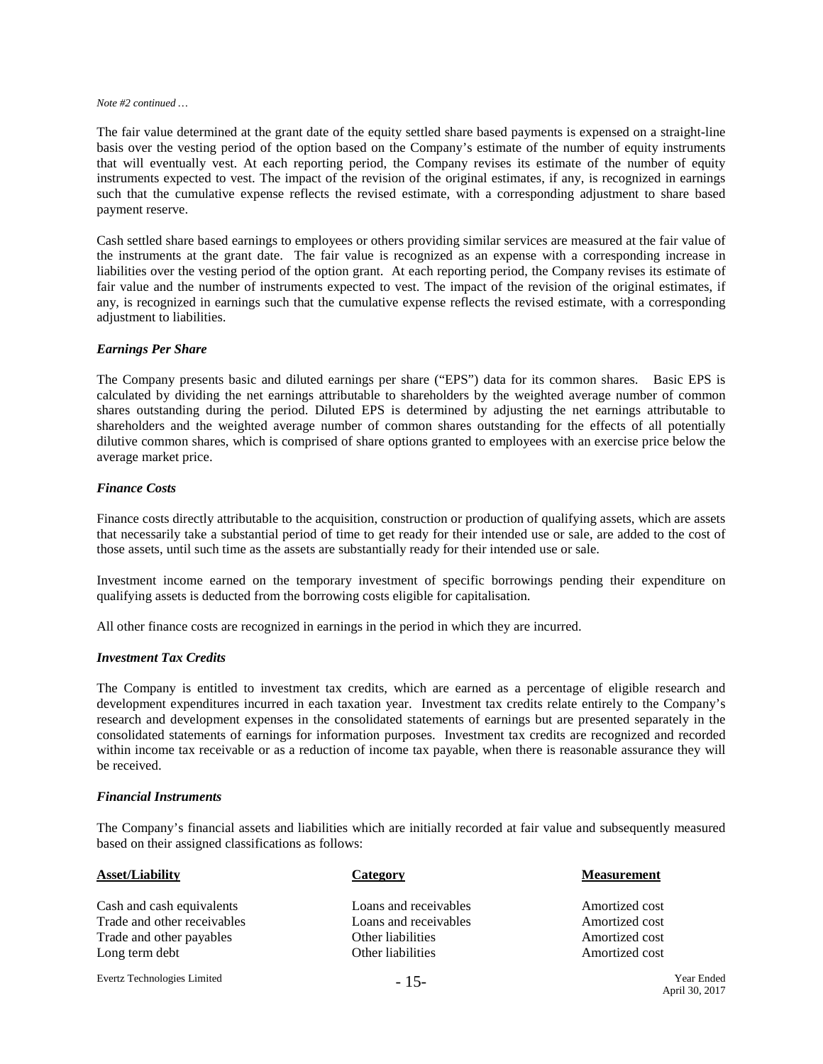*Note #2 continued …*

The fair value determined at the grant date of the equity settled share based payments is expensed on a straight-line basis over the vesting period of the option based on the Company's estimate of the number of equity instruments that will eventually vest. At each reporting period, the Company revises its estimate of the number of equity instruments expected to vest. The impact of the revision of the original estimates, if any, is recognized in earnings such that the cumulative expense reflects the revised estimate, with a corresponding adjustment to share based payment reserve.

Cash settled share based earnings to employees or others providing similar services are measured at the fair value of the instruments at the grant date. The fair value is recognized as an expense with a corresponding increase in liabilities over the vesting period of the option grant. At each reporting period, the Company revises its estimate of fair value and the number of instruments expected to vest. The impact of the revision of the original estimates, if any, is recognized in earnings such that the cumulative expense reflects the revised estimate, with a corresponding adjustment to liabilities.

***Earnings Per Share***

The Company presents basic and diluted earnings per share ("EPS") data for its common shares. Basic EPS is calculated by dividing the net earnings attributable to shareholders by the weighted average number of common shares outstanding during the period. Diluted EPS is determined by adjusting the net earnings attributable to shareholders and the weighted average number of common shares outstanding for the effects of all potentially dilutive common shares, which is comprised of share options granted to employees with an exercise price below the average market price.

***Finance Costs***

Finance costs directly attributable to the acquisition, construction or production of qualifying assets, which are assets that necessarily take a substantial period of time to get ready for their intended use or sale, are added to the cost of those assets, until such time as the assets are substantially ready for their intended use or sale.

Investment income earned on the temporary investment of specific borrowings pending their expenditure on qualifying assets is deducted from the borrowing costs eligible for capitalisation.

All other finance costs are recognized in earnings in the period in which they are incurred.

***Investment Tax Credits***

The Company is entitled to investment tax credits, which are earned as a percentage of eligible research and development expenditures incurred in each taxation year. Investment tax credits relate entirely to the Company's research and development expenses in the consolidated statements of earnings but are presented separately in the consolidated statements of earnings for information purposes. Investment tax credits are recognized and recorded within income tax receivable or as a reduction of income tax payable, when there is reasonable assurance they will be received.

***Financial Instruments***

The Company's financial assets and liabilities which are initially recorded at fair value and subsequently measured based on their assigned classifications as follows:

| Asset/Liability | Category | Measurement |
|---|---|---|
| Cash and cash equivalents | Loans and receivables | Amortized cost |
| Trade and other receivables | Loans and receivables | Amortized cost |
| Trade and other payables | Other liabilities | Amortized cost |
| Long term debt | Other liabilities | Amortized cost |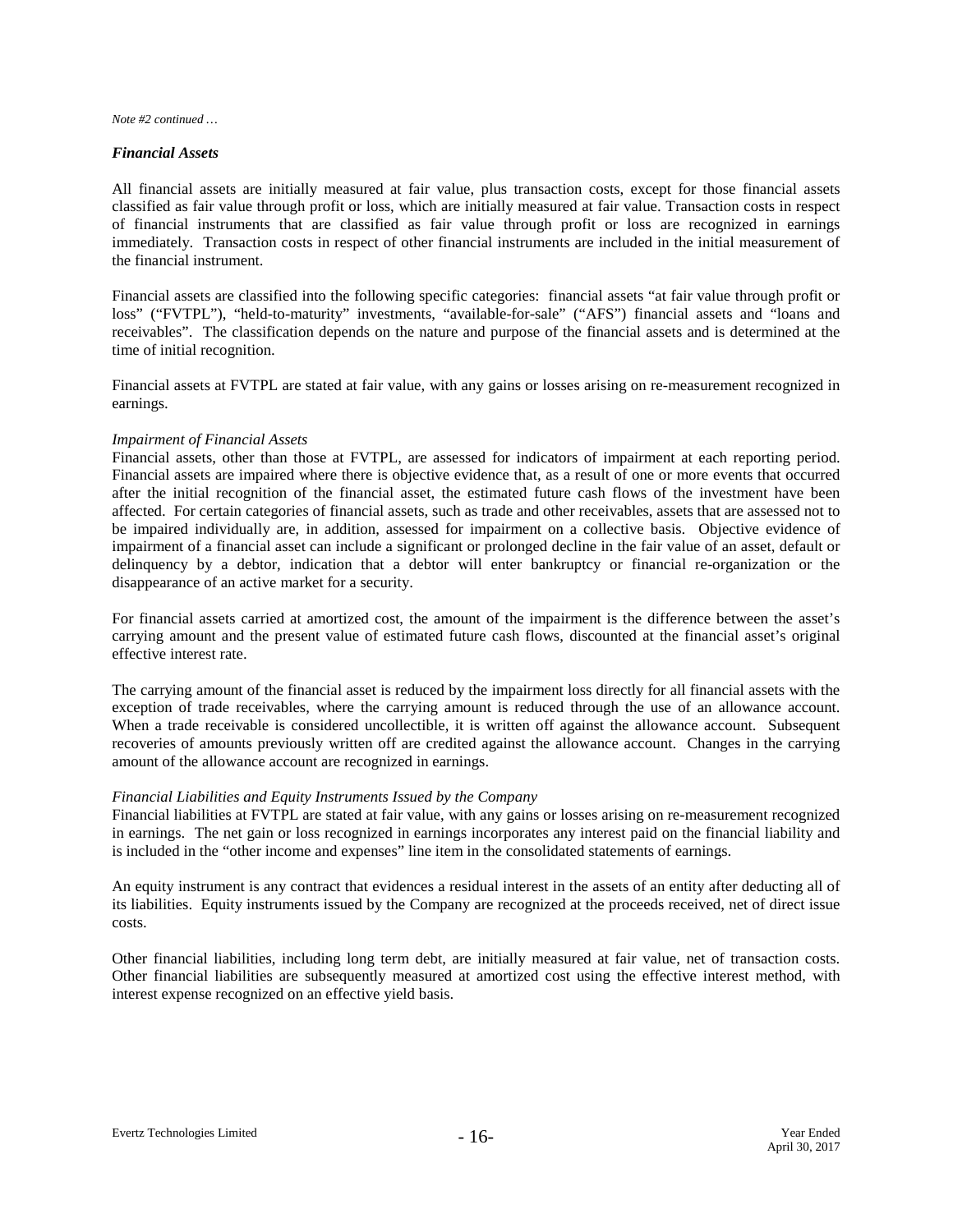*Note #2 continued …*

### *Financial Assets*

All financial assets are initially measured at fair value, plus transaction costs, except for those financial assets classified as fair value through profit or loss, which are initially measured at fair value. Transaction costs in respect of financial instruments that are classified as fair value through profit or loss are recognized in earnings immediately. Transaction costs in respect of other financial instruments are included in the initial measurement of the financial instrument.

Financial assets are classified into the following specific categories: financial assets "at fair value through profit or loss" ("FVTPL"), "held-to-maturity" investments, "available-for-sale" ("AFS") financial assets and "loans and receivables". The classification depends on the nature and purpose of the financial assets and is determined at the time of initial recognition.

Financial assets at FVTPL are stated at fair value, with any gains or losses arising on re-measurement recognized in earnings.

*Impairment of Financial Assets*

Financial assets, other than those at FVTPL, are assessed for indicators of impairment at each reporting period. Financial assets are impaired where there is objective evidence that, as a result of one or more events that occurred after the initial recognition of the financial asset, the estimated future cash flows of the investment have been affected. For certain categories of financial assets, such as trade and other receivables, assets that are assessed not to be impaired individually are, in addition, assessed for impairment on a collective basis. Objective evidence of impairment of a financial asset can include a significant or prolonged decline in the fair value of an asset, default or delinquency by a debtor, indication that a debtor will enter bankruptcy or financial re-organization or the disappearance of an active market for a security.

For financial assets carried at amortized cost, the amount of the impairment is the difference between the asset's carrying amount and the present value of estimated future cash flows, discounted at the financial asset's original effective interest rate.

The carrying amount of the financial asset is reduced by the impairment loss directly for all financial assets with the exception of trade receivables, where the carrying amount is reduced through the use of an allowance account. When a trade receivable is considered uncollectible, it is written off against the allowance account. Subsequent recoveries of amounts previously written off are credited against the allowance account. Changes in the carrying amount of the allowance account are recognized in earnings.

*Financial Liabilities and Equity Instruments Issued by the Company*

Financial liabilities at FVTPL are stated at fair value, with any gains or losses arising on re-measurement recognized in earnings. The net gain or loss recognized in earnings incorporates any interest paid on the financial liability and is included in the "other income and expenses" line item in the consolidated statements of earnings.

An equity instrument is any contract that evidences a residual interest in the assets of an entity after deducting all of its liabilities. Equity instruments issued by the Company are recognized at the proceeds received, net of direct issue costs.

Other financial liabilities, including long term debt, are initially measured at fair value, net of transaction costs. Other financial liabilities are subsequently measured at amortized cost using the effective interest method, with interest expense recognized on an effective yield basis.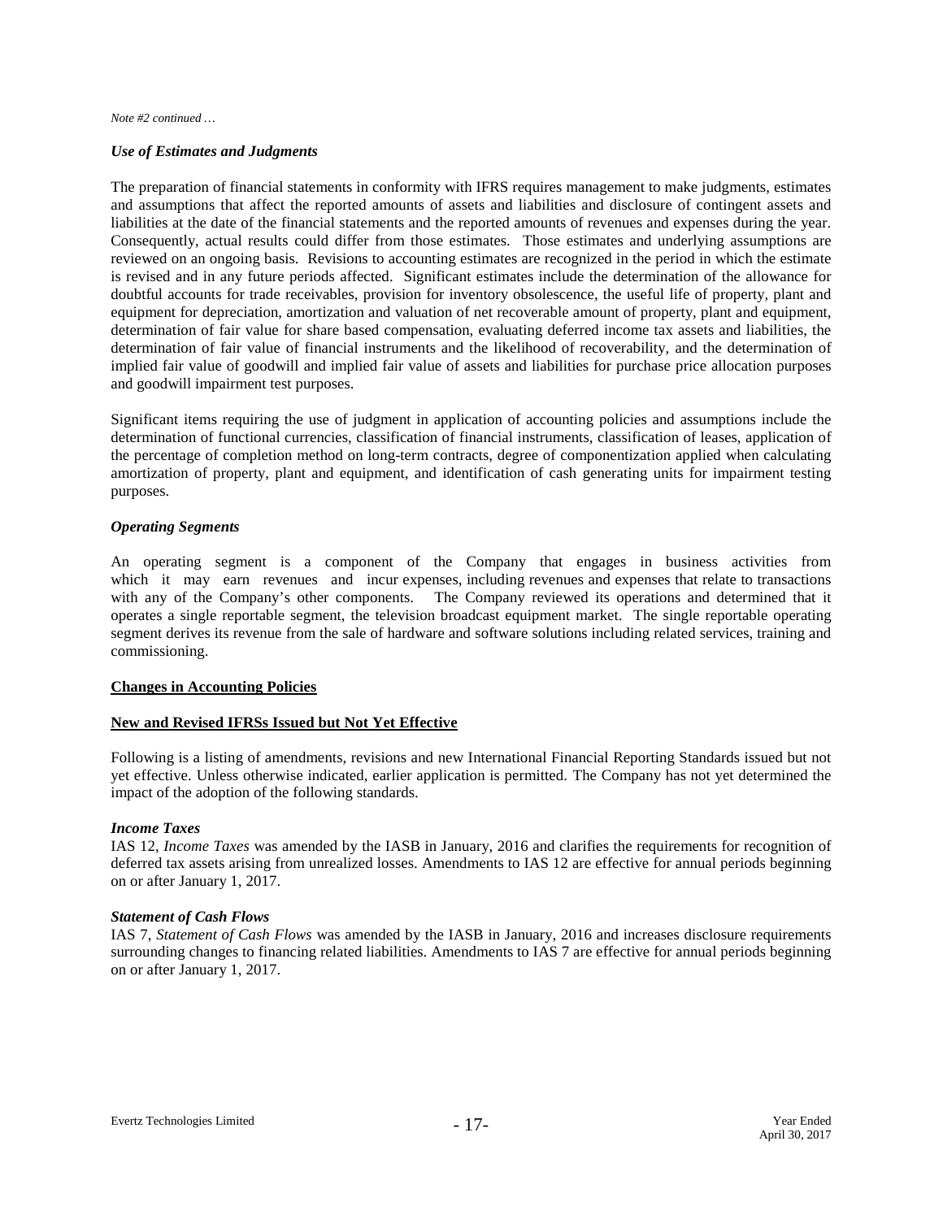*Note #2 continued …*

### *Use of Estimates and Judgments*

The preparation of financial statements in conformity with IFRS requires management to make judgments, estimates and assumptions that affect the reported amounts of assets and liabilities and disclosure of contingent assets and liabilities at the date of the financial statements and the reported amounts of revenues and expenses during the year. Consequently, actual results could differ from those estimates. Those estimates and underlying assumptions are reviewed on an ongoing basis. Revisions to accounting estimates are recognized in the period in which the estimate is revised and in any future periods affected. Significant estimates include the determination of the allowance for doubtful accounts for trade receivables, provision for inventory obsolescence, the useful life of property, plant and equipment for depreciation, amortization and valuation of net recoverable amount of property, plant and equipment, determination of fair value for share based compensation, evaluating deferred income tax assets and liabilities, the determination of fair value of financial instruments and the likelihood of recoverability, and the determination of implied fair value of goodwill and implied fair value of assets and liabilities for purchase price allocation purposes and goodwill impairment test purposes.

Significant items requiring the use of judgment in application of accounting policies and assumptions include the determination of functional currencies, classification of financial instruments, classification of leases, application of the percentage of completion method on long-term contracts, degree of componentization applied when calculating amortization of property, plant and equipment, and identification of cash generating units for impairment testing purposes.

### *Operating Segments*

An operating segment is a component of the Company that engages in business activities from which it may earn revenues and incur expenses, including revenues and expenses that relate to transactions with any of the Company's other components. The Company reviewed its operations and determined that it operates a single reportable segment, the television broadcast equipment market. The single reportable operating segment derives its revenue from the sale of hardware and software solutions including related services, training and commissioning.

## **Changes in Accounting Policies**

## **New and Revised IFRSs Issued but Not Yet Effective**

Following is a listing of amendments, revisions and new International Financial Reporting Standards issued but not yet effective. Unless otherwise indicated, earlier application is permitted. The Company has not yet determined the impact of the adoption of the following standards.

### *Income Taxes*

IAS 12, *Income Taxes* was amended by the IASB in January, 2016 and clarifies the requirements for recognition of deferred tax assets arising from unrealized losses. Amendments to IAS 12 are effective for annual periods beginning on or after January 1, 2017.

### *Statement of Cash Flows*

IAS 7, *Statement of Cash Flows* was amended by the IASB in January, 2016 and increases disclosure requirements surrounding changes to financing related liabilities. Amendments to IAS 7 are effective for annual periods beginning on or after January 1, 2017.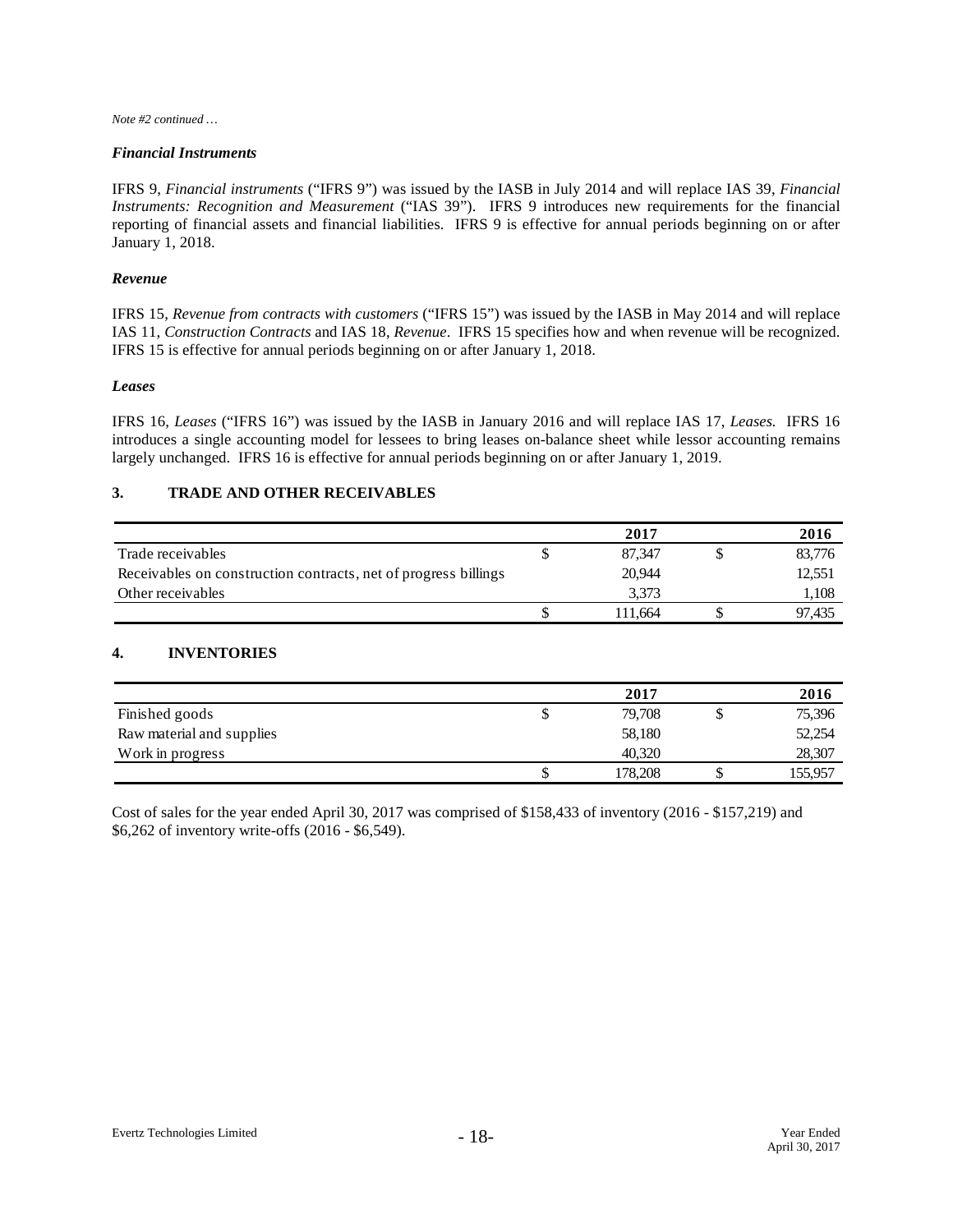*Note #2 continued …*

***Financial Instruments***

IFRS 9, *Financial instruments* ("IFRS 9") was issued by the IASB in July 2014 and will replace IAS 39, *Financial Instruments: Recognition and Measurement* ("IAS 39"). IFRS 9 introduces new requirements for the financial reporting of financial assets and financial liabilities. IFRS 9 is effective for annual periods beginning on or after January 1, 2018.

***Revenue***

IFRS 15, *Revenue from contracts with customers* ("IFRS 15") was issued by the IASB in May 2014 and will replace IAS 11, *Construction Contracts* and IAS 18, *Revenue*. IFRS 15 specifies how and when revenue will be recognized. IFRS 15 is effective for annual periods beginning on or after January 1, 2018.

***Leases***

IFRS 16, *Leases* ("IFRS 16") was issued by the IASB in January 2016 and will replace IAS 17, *Leases.* IFRS 16 introduces a single accounting model for lessees to bring leases on-balance sheet while lessor accounting remains largely unchanged. IFRS 16 is effective for annual periods beginning on or after January 1, 2019.

## 3. TRADE AND OTHER RECEIVABLES

| | | 2017 | | 2016 |
|---|---|---|---|---|
| Trade receivables | $ | 87,347 | $ | 83,776 |
| Receivables on construction contracts, net of progress billings | | 20,944 | | 12,551 |
| Other receivables | | 3,373 | | 1,108 |
| | $ | 111,664 | $ | 97,435 |

## 4. INVENTORIES

| | | 2017 | | 2016 |
|---|---|---|---|---|
| Finished goods | $ | 79,708 | $ | 75,396 |
| Raw material and supplies | | 58,180 | | 52,254 |
| Work in progress | | 40,320 | | 28,307 |
| | $ | 178,208 | $ | 155,957 |

Cost of sales for the year ended April 30, 2017 was comprised of $158,433 of inventory (2016 - $157,219) and $6,262 of inventory write-offs (2016 - $6,549).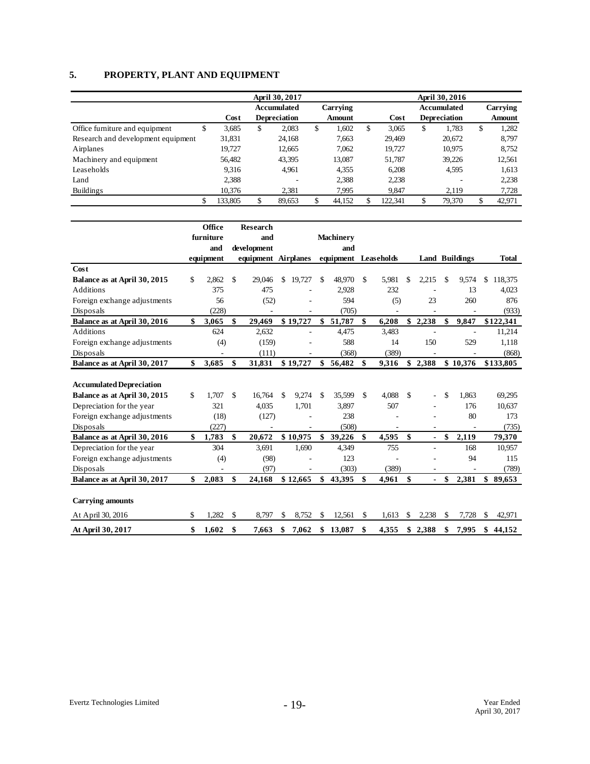## 5. PROPERTY, PLANT AND EQUIPMENT

| | April 30, 2017 | | | April 30, 2016 | | |
|---|---|---|---|---|---|---|
| | Cost | Accumulated Depreciation | Carrying Amount | Cost | Accumulated Depreciation | Carrying Amount |
| Office furniture and equipment | $ 3,685 | $ 2,083 | $ 1,602 | $ 3,065 | $ 1,783 | $ 1,282 |
| Research and development equipment | 31,831 | 24,168 | 7,663 | 29,469 | 20,672 | 8,797 |
| Airplanes | 19,727 | 12,665 | 7,062 | 19,727 | 10,975 | 8,752 |
| Machinery and equipment | 56,482 | 43,395 | 13,087 | 51,787 | 39,226 | 12,561 |
| Leaseholds | 9,316 | 4,961 | 4,355 | 6,208 | 4,595 | 1,613 |
| Land | 2,388 | - | 2,388 | 2,238 | - | 2,238 |
| Buildings | 10,376 | 2,381 | 7,995 | 9,847 | 2,119 | 7,728 |
| | $ 133,805 | $ 89,653 | $ 44,152 | $ 122,341 | $ 79,370 | $ 42,971 |

| | Office furniture and equipment | Research and development equipment | Airplanes | Machinery and equipment | Leaseholds | Land | Buildings | Total |
|---|---|---|---|---|---|---|---|---|
| **Cost** | | | | | | | | |
| **Balance as at April 30, 2015** | $ 2,862 | $ 29,046 | $ 19,727 | $ 48,970 | $ 5,981 | $ 2,215 | $ 9,574 | $ 118,375 |
| Additions | 375 | 475 | - | 2,928 | 232 | - | 13 | 4,023 |
| Foreign exchange adjustments | 56 | (52) | - | 594 | (5) | 23 | 260 | 876 |
| Disposals | (228) | - | - | (705) | - | - | - | (933) |
| **Balance as at April 30, 2016** | **$ 3,065** | **$ 29,469** | **$ 19,727** | **$ 51,787** | **$ 6,208** | **$ 2,238** | **$ 9,847** | **$122,341** |
| Additions | 624 | 2,632 | - | 4,475 | 3,483 | - | - | 11,214 |
| Foreign exchange adjustments | (4) | (159) | - | 588 | 14 | 150 | 529 | 1,118 |
| Disposals | - | (111) | - | (368) | (389) | - | - | (868) |
| **Balance as at April 30, 2017** | **$ 3,685** | **$ 31,831** | **$ 19,727** | **$ 56,482** | **$ 9,316** | **$ 2,388** | **$ 10,376** | **$133,805** |
| | | | | | | | | |
| **Accumulated Depreciation** | | | | | | | | |
| **Balance as at April 30, 2015** | $ 1,707 | $ 16,764 | $ 9,274 | $ 35,599 | $ 4,088 | $ - | $ 1,863 | 69,295 |
| Depreciation for the year | 321 | 4,035 | 1,701 | 3,897 | 507 | - | 176 | 10,637 |
| Foreign exchange adjustments | (18) | (127) | - | 238 | - | - | 80 | 173 |
| Disposals | (227) | - | - | (508) | - | - | - | (735) |
| **Balance as at April 30, 2016** | **$ 1,783** | **$ 20,672** | **$ 10,975** | **$ 39,226** | **$ 4,595** | **$ -** | **$ 2,119** | **79,370** |
| Depreciation for the year | 304 | 3,691 | 1,690 | 4,349 | 755 | - | 168 | 10,957 |
| Foreign exchange adjustments | (4) | (98) | - | 123 | - | - | 94 | 115 |
| Disposals | - | (97) | - | (303) | (389) | - | - | (789) |
| **Balance as at April 30, 2017** | **$ 2,083** | **$ 24,168** | **$ 12,665** | **$ 43,395** | **$ 4,961** | **$ -** | **$ 2,381** | **$ 89,653** |
| | | | | | | | | |
| **Carrying amounts** | | | | | | | | |
| At April 30, 2016 | $ 1,282 | $ 8,797 | $ 8,752 | $ 12,561 | $ 1,613 | $ 2,238 | $ 7,728 | $ 42,971 |
| **At April 30, 2017** | **$ 1,602** | **$ 7,663** | **$ 7,062** | **$ 13,087** | **$ 4,355** | **$ 2,388** | **$ 7,995** | **$ 44,152** |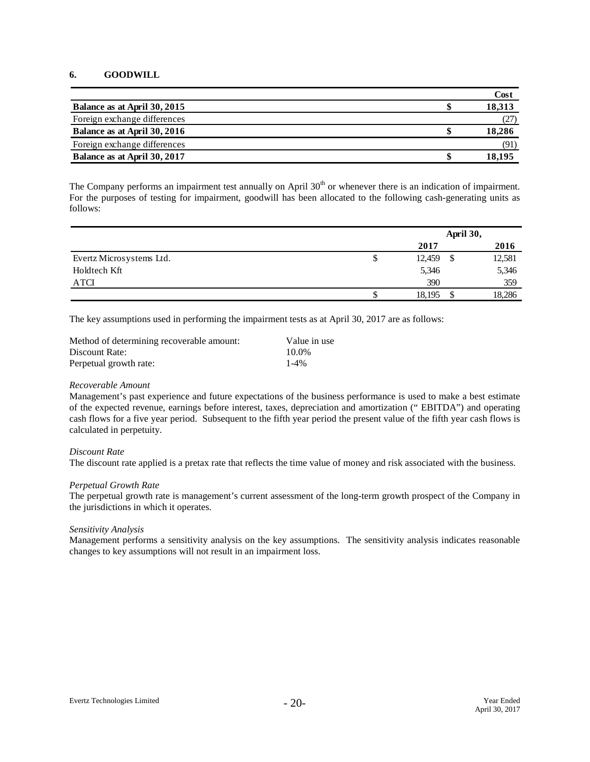## 6. GOODWILL

| | | Cost |
|---|---|---|
| **Balance as at April 30, 2015** | **$** | **18,313** |
| Foreign exchange differences | | (27) |
| **Balance as at April 30, 2016** | **$** | **18,286** |
| Foreign exchange differences | | (91) |
| **Balance as at April 30, 2017** | **$** | **18,195** |

The Company performs an impairment test annually on April 30th or whenever there is an indication of impairment. For the purposes of testing for impairment, goodwill has been allocated to the following cash-generating units as follows:

| | April 30, | | | |
|---|---|---|---|---|
| | | **2017** | | **2016** |
| Evertz Microsystems Ltd. | $ | 12,459 | $ | 12,581 |
| Holdtech Kft | | 5,346 | | 5,346 |
| ATCI | | 390 | | 359 |
| | $ | 18,195 | $ | 18,286 |

The key assumptions used in performing the impairment tests as at April 30, 2017 are as follows:

| | |
|---|---|
| Method of determining recoverable amount: | Value in use |
| Discount Rate: | 10.0% |
| Perpetual growth rate: | 1-4% |

*Recoverable Amount*

Management's past experience and future expectations of the business performance is used to make a best estimate of the expected revenue, earnings before interest, taxes, depreciation and amortization (" EBITDA") and operating cash flows for a five year period. Subsequent to the fifth year period the present value of the fifth year cash flows is calculated in perpetuity.

*Discount Rate*

The discount rate applied is a pretax rate that reflects the time value of money and risk associated with the business.

*Perpetual Growth Rate*

The perpetual growth rate is management's current assessment of the long-term growth prospect of the Company in the jurisdictions in which it operates.

*Sensitivity Analysis*

Management performs a sensitivity analysis on the key assumptions. The sensitivity analysis indicates reasonable changes to key assumptions will not result in an impairment loss.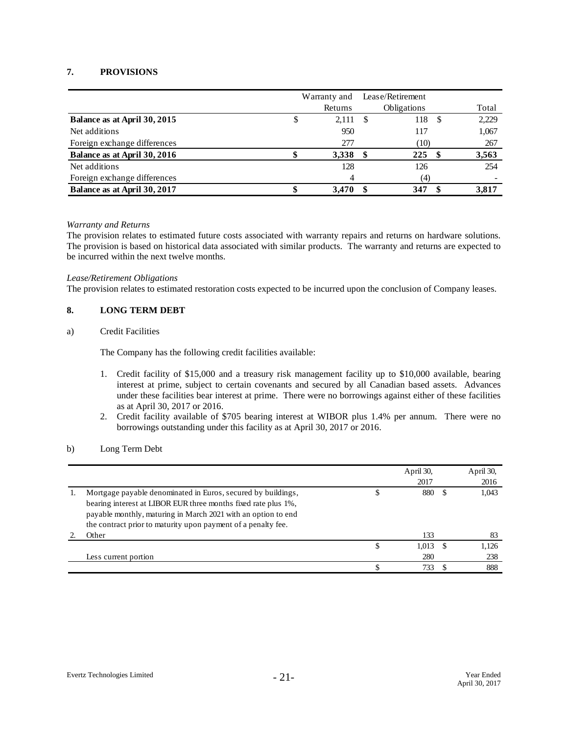## 7. PROVISIONS

| | Warranty and Returns | Lease/Retirement Obligations | Total |
|---|---|---|---|
| **Balance as at April 30, 2015** | $ 2,111 | $ 118 | $ 2,229 |
| Net additions | 950 | 117 | 1,067 |
| Foreign exchange differences | 277 | (10) | 267 |
| **Balance as at April 30, 2016** | **$ 3,338** | **$ 225** | **$ 3,563** |
| Net additions | 128 | 126 | 254 |
| Foreign exchange differences | 4 | (4) | - |
| **Balance as at April 30, 2017** | **$ 3,470** | **$ 347** | **$ 3,817** |

*Warranty and Returns*
The provision relates to estimated future costs associated with warranty repairs and returns on hardware solutions. The provision is based on historical data associated with similar products. The warranty and returns are expected to be incurred within the next twelve months.

*Lease/Retirement Obligations*
The provision relates to estimated restoration costs expected to be incurred upon the conclusion of Company leases.

## 8. LONG TERM DEBT

a) Credit Facilities

The Company has the following credit facilities available:

1. Credit facility of $15,000 and a treasury risk management facility up to $10,000 available, bearing interest at prime, subject to certain covenants and secured by all Canadian based assets. Advances under these facilities bear interest at prime. There were no borrowings against either of these facilities as at April 30, 2017 or 2016.
2. Credit facility available of $705 bearing interest at WIBOR plus 1.4% per annum. There were no borrowings outstanding under this facility as at April 30, 2017 or 2016.

b) Long Term Debt

| | | April 30, 2017 | April 30, 2016 |
|---|---|---|---|
| 1. | Mortgage payable denominated in Euros, secured by buildings, bearing interest at LIBOR EUR three months fixed rate plus 1%, payable monthly, maturing in March 2021 with an option to end the contract prior to maturity upon payment of a penalty fee. | $ 880 | $ 1,043 |
| 2. | Other | 133 | 83 |
| | | $ 1,013 | $ 1,126 |
| | Less current portion | 280 | 238 |
| | | $ 733 | $ 888 |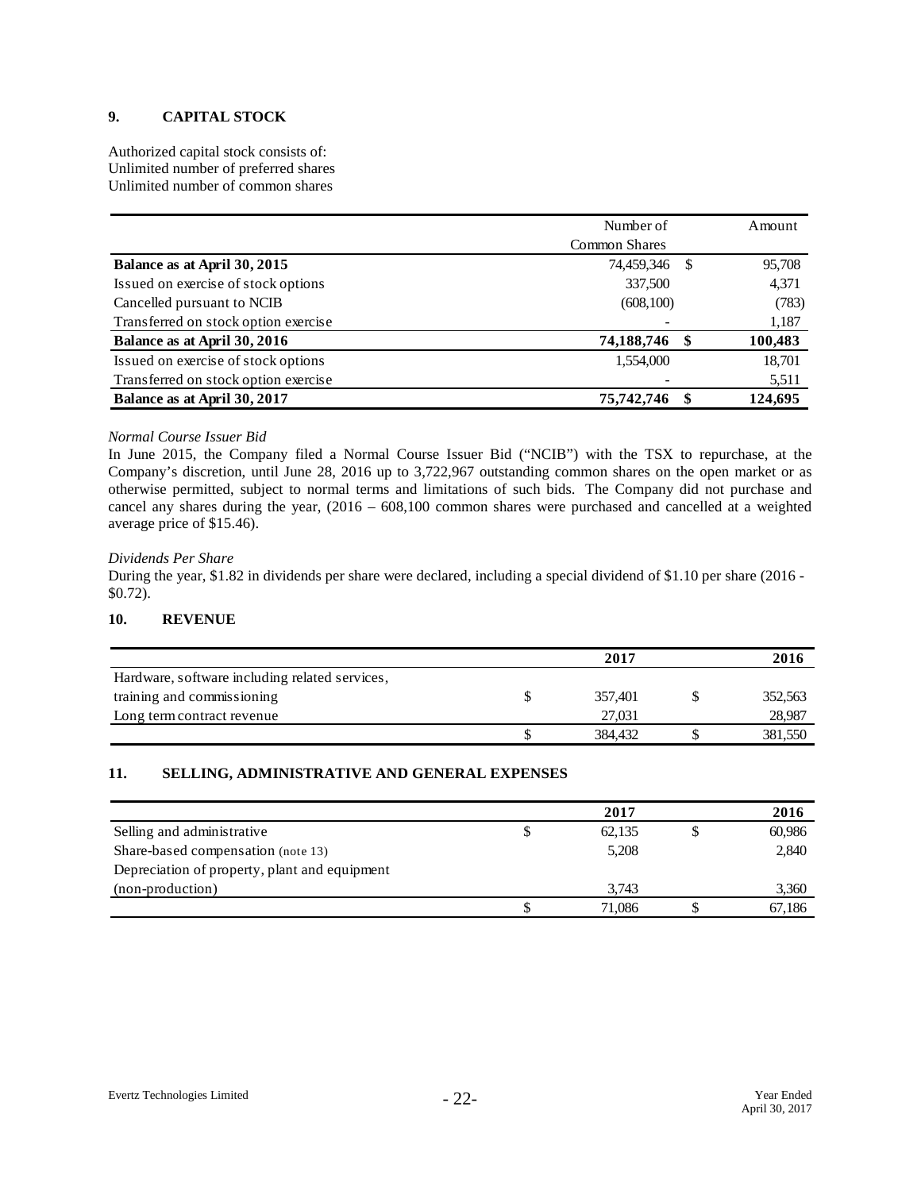## 9. CAPITAL STOCK

Authorized capital stock consists of:
Unlimited number of preferred shares
Unlimited number of common shares

| | Number of Common Shares | | Amount |
|---|---|---|---|
| **Balance as at April 30, 2015** | 74,459,346 | $ | 95,708 |
| Issued on exercise of stock options | 337,500 | | 4,371 |
| Cancelled pursuant to NCIB | (608,100) | | (783) |
| Transferred on stock option exercise | - | | 1,187 |
| **Balance as at April 30, 2016** | **74,188,746** | **$** | **100,483** |
| Issued on exercise of stock options | 1,554,000 | | 18,701 |
| Transferred on stock option exercise | - | | 5,511 |
| **Balance as at April 30, 2017** | **75,742,746** | **$** | **124,695** |

*Normal Course Issuer Bid*

In June 2015, the Company filed a Normal Course Issuer Bid ("NCIB") with the TSX to repurchase, at the Company's discretion, until June 28, 2016 up to 3,722,967 outstanding common shares on the open market or as otherwise permitted, subject to normal terms and limitations of such bids. The Company did not purchase and cancel any shares during the year, (2016 – 608,100 common shares were purchased and cancelled at a weighted average price of $15.46).

*Dividends Per Share*

During the year, $1.82 in dividends per share were declared, including a special dividend of $1.10 per share (2016 - $0.72).

## 10. REVENUE

| | | 2017 | | 2016 |
|---|---|---|---|---|
| Hardware, software including related services, training and commissioning | $ | 357,401 | $ | 352,563 |
| Long term contract revenue | | 27,031 | | 28,987 |
| | $ | 384,432 | $ | 381,550 |

## 11. SELLING, ADMINISTRATIVE AND GENERAL EXPENSES

| | | 2017 | | 2016 |
|---|---|---|---|---|
| Selling and administrative | $ | 62,135 | $ | 60,986 |
| Share-based compensation (note 13) | | 5,208 | | 2,840 |
| Depreciation of property, plant and equipment (non-production) | | 3,743 | | 3,360 |
| | $ | 71,086 | $ | 67,186 |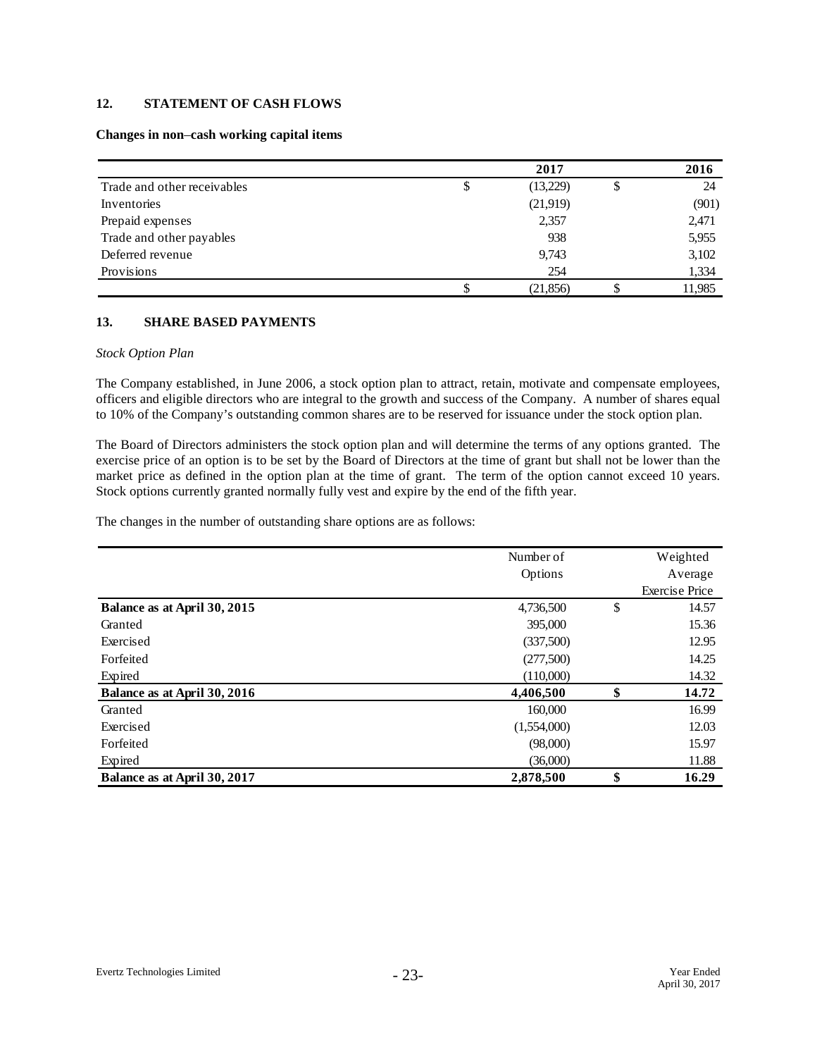## 12. STATEMENT OF CASH FLOWS

**Changes in non–cash working capital items**

| | 2017 | 2016 |
|---|---|---|
| Trade and other receivables | $ (13,229) | $ 24 |
| Inventories | (21,919) | (901) |
| Prepaid expenses | 2,357 | 2,471 |
| Trade and other payables | 938 | 5,955 |
| Deferred revenue | 9,743 | 3,102 |
| Provisions | 254 | 1,334 |
| | $ (21,856) | $ 11,985 |

## 13. SHARE BASED PAYMENTS

*Stock Option Plan*

The Company established, in June 2006, a stock option plan to attract, retain, motivate and compensate employees, officers and eligible directors who are integral to the growth and success of the Company. A number of shares equal to 10% of the Company's outstanding common shares are to be reserved for issuance under the stock option plan.

The Board of Directors administers the stock option plan and will determine the terms of any options granted. The exercise price of an option is to be set by the Board of Directors at the time of grant but shall not be lower than the market price as defined in the option plan at the time of grant. The term of the option cannot exceed 10 years. Stock options currently granted normally fully vest and expire by the end of the fifth year.

The changes in the number of outstanding share options are as follows:

| | Number of Options | Weighted Average Exercise Price |
|---|---|---|
| **Balance as at April 30, 2015** | 4,736,500 | $ 14.57 |
| Granted | 395,000 | 15.36 |
| Exercised | (337,500) | 12.95 |
| Forfeited | (277,500) | 14.25 |
| Expired | (110,000) | 14.32 |
| **Balance as at April 30, 2016** | **4,406,500** | **$ 14.72** |
| Granted | 160,000 | 16.99 |
| Exercised | (1,554,000) | 12.03 |
| Forfeited | (98,000) | 15.97 |
| Expired | (36,000) | 11.88 |
| **Balance as at April 30, 2017** | **2,878,500** | **$ 16.29** |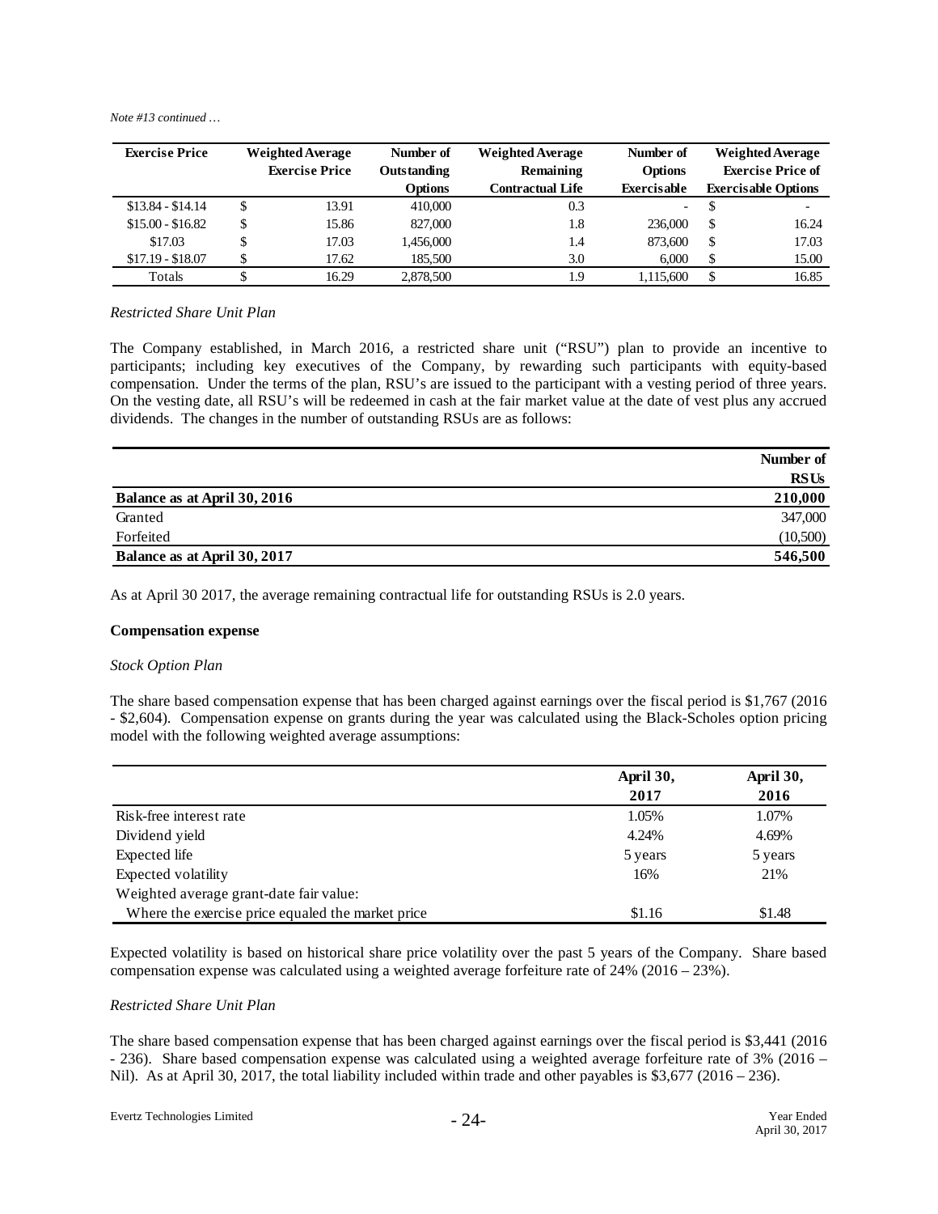*Note #13 continued …*

| Exercise Price | Weighted Average Exercise Price | Number of Outstanding Options | Weighted Average Remaining Contractual Life | Number of Options Exercisable | Weighted Average Exercise Price of Exercisable Options |
|---|---|---|---|---|---|
| $13.84 - $14.14 | $ 13.91 | 410,000 | 0.3 | - | $ - |
| $15.00 - $16.82 | $ 15.86 | 827,000 | 1.8 | 236,000 | $ 16.24 |
| $17.03 | $ 17.03 | 1,456,000 | 1.4 | 873,600 | $ 17.03 |
| $17.19 - $18.07 | $ 17.62 | 185,500 | 3.0 | 6,000 | $ 15.00 |
| Totals | $ 16.29 | 2,878,500 | 1.9 | 1,115,600 | $ 16.85 |

*Restricted Share Unit Plan*

The Company established, in March 2016, a restricted share unit ("RSU") plan to provide an incentive to participants; including key executives of the Company, by rewarding such participants with equity-based compensation. Under the terms of the plan, RSU's are issued to the participant with a vesting period of three years. On the vesting date, all RSU's will be redeemed in cash at the fair market value at the date of vest plus any accrued dividends. The changes in the number of outstanding RSUs are as follows:

| | Number of RSUs |
|---|---|
| **Balance as at April 30, 2016** | **210,000** |
| Granted | 347,000 |
| Forfeited | (10,500) |
| **Balance as at April 30, 2017** | **546,500** |

As at April 30 2017, the average remaining contractual life for outstanding RSUs is 2.0 years.

**Compensation expense**

*Stock Option Plan*

The share based compensation expense that has been charged against earnings over the fiscal period is $1,767 (2016 - $2,604). Compensation expense on grants during the year was calculated using the Black-Scholes option pricing model with the following weighted average assumptions:

| | April 30, 2017 | April 30, 2016 |
|---|---|---|
| Risk-free interest rate | 1.05% | 1.07% |
| Dividend yield | 4.24% | 4.69% |
| Expected life | 5 years | 5 years |
| Expected volatility | 16% | 21% |
| Weighted average grant-date fair value: | | |
| Where the exercise price equaled the market price | $1.16 | $1.48 |

Expected volatility is based on historical share price volatility over the past 5 years of the Company. Share based compensation expense was calculated using a weighted average forfeiture rate of 24% (2016 – 23%).

*Restricted Share Unit Plan*

The share based compensation expense that has been charged against earnings over the fiscal period is $3,441 (2016 - 236). Share based compensation expense was calculated using a weighted average forfeiture rate of 3% (2016 – Nil). As at April 30, 2017, the total liability included within trade and other payables is $3,677 (2016 – 236).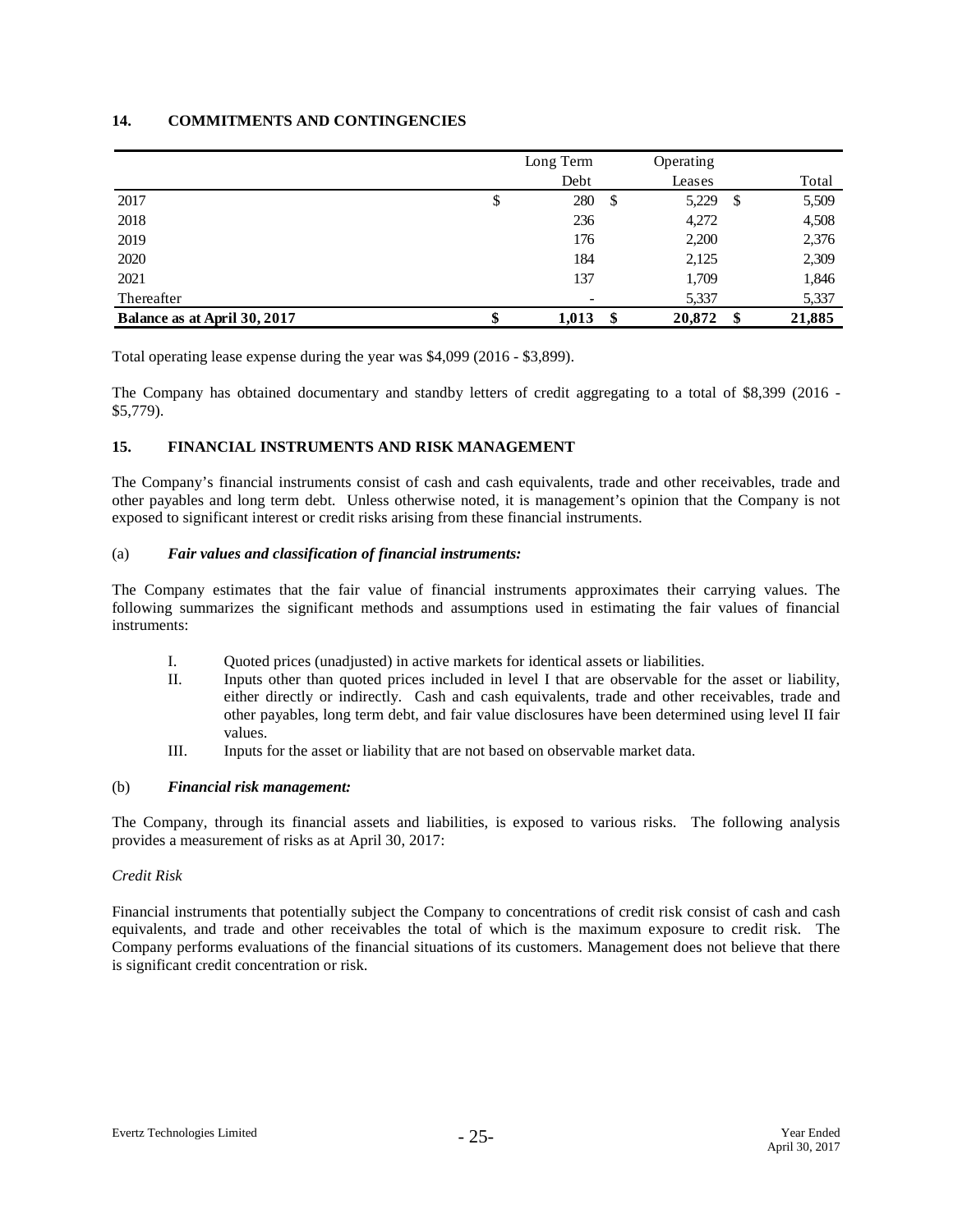## 14. COMMITMENTS AND CONTINGENCIES

| | Long Term Debt | Operating Leases | Total |
|---|---|---|---|
| 2017 | $ 280 | $ 5,229 | $ 5,509 |
| 2018 | 236 | 4,272 | 4,508 |
| 2019 | 176 | 2,200 | 2,376 |
| 2020 | 184 | 2,125 | 2,309 |
| 2021 | 137 | 1,709 | 1,846 |
| Thereafter | - | 5,337 | 5,337 |
| **Balance as at April 30, 2017** | **$ 1,013** | **$ 20,872** | **$ 21,885** |

Total operating lease expense during the year was $4,099 (2016 - $3,899).

The Company has obtained documentary and standby letters of credit aggregating to a total of $8,399 (2016 - $5,779).

## 15. FINANCIAL INSTRUMENTS AND RISK MANAGEMENT

The Company's financial instruments consist of cash and cash equivalents, trade and other receivables, trade and other payables and long term debt. Unless otherwise noted, it is management's opinion that the Company is not exposed to significant interest or credit risks arising from these financial instruments.

(a) ***Fair values and classification of financial instruments:***

The Company estimates that the fair value of financial instruments approximates their carrying values. The following summarizes the significant methods and assumptions used in estimating the fair values of financial instruments:

I. Quoted prices (unadjusted) in active markets for identical assets or liabilities.

II. Inputs other than quoted prices included in level I that are observable for the asset or liability, either directly or indirectly. Cash and cash equivalents, trade and other receivables, trade and other payables, long term debt, and fair value disclosures have been determined using level II fair values.

III. Inputs for the asset or liability that are not based on observable market data.

(b) ***Financial risk management:***

The Company, through its financial assets and liabilities, is exposed to various risks. The following analysis provides a measurement of risks as at April 30, 2017:

*Credit Risk*

Financial instruments that potentially subject the Company to concentrations of credit risk consist of cash and cash equivalents, and trade and other receivables the total of which is the maximum exposure to credit risk. The Company performs evaluations of the financial situations of its customers. Management does not believe that there is significant credit concentration or risk.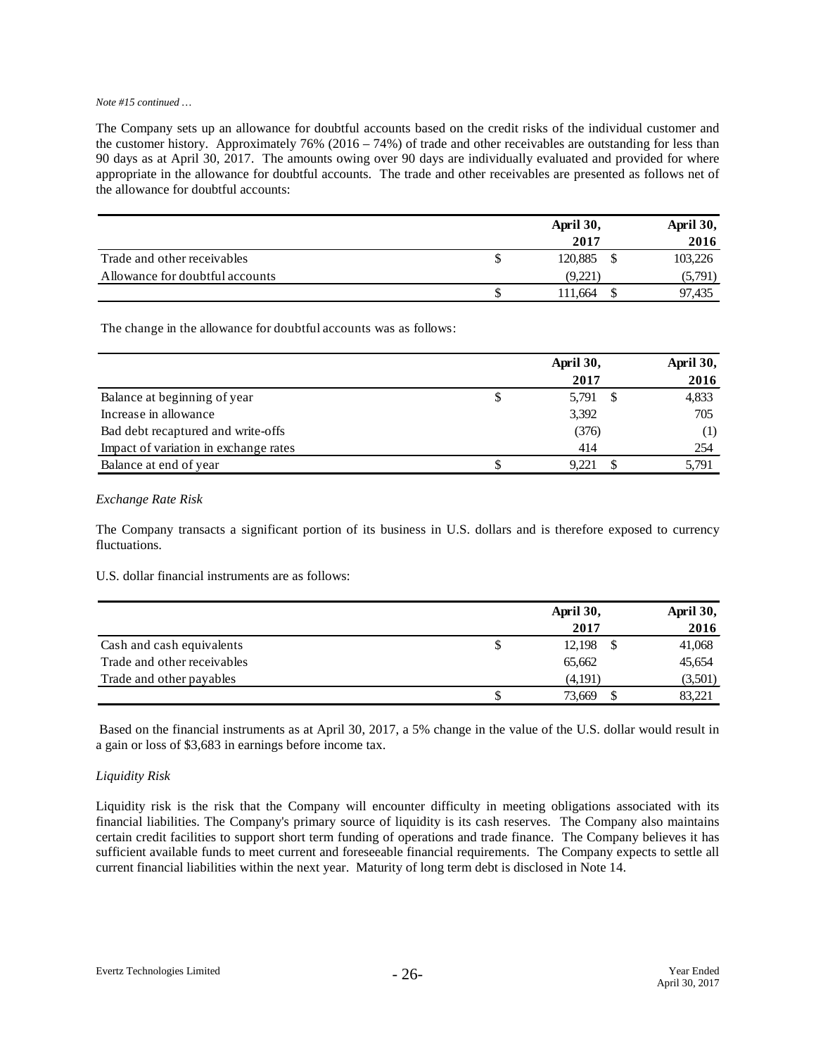*Note #15 continued …*

The Company sets up an allowance for doubtful accounts based on the credit risks of the individual customer and the customer history. Approximately 76% (2016 – 74%) of trade and other receivables are outstanding for less than 90 days as at April 30, 2017. The amounts owing over 90 days are individually evaluated and provided for where appropriate in the allowance for doubtful accounts. The trade and other receivables are presented as follows net of the allowance for doubtful accounts:

| | April 30, 2017 | April 30, 2016 |
|---|---|---|
| Trade and other receivables | $ 120,885 | $ 103,226 |
| Allowance for doubtful accounts | (9,221) | (5,791) |
| | $ 111,664 | $ 97,435 |

The change in the allowance for doubtful accounts was as follows:

| | April 30, 2017 | April 30, 2016 |
|---|---|---|
| Balance at beginning of year | $ 5,791 | $ 4,833 |
| Increase in allowance | 3,392 | 705 |
| Bad debt recaptured and write-offs | (376) | (1) |
| Impact of variation in exchange rates | 414 | 254 |
| Balance at end of year | $ 9,221 | $ 5,791 |

*Exchange Rate Risk*

The Company transacts a significant portion of its business in U.S. dollars and is therefore exposed to currency fluctuations.

U.S. dollar financial instruments are as follows:

| | April 30, 2017 | April 30, 2016 |
|---|---|---|
| Cash and cash equivalents | $ 12,198 | $ 41,068 |
| Trade and other receivables | 65,662 | 45,654 |
| Trade and other payables | (4,191) | (3,501) |
| | $ 73,669 | $ 83,221 |

Based on the financial instruments as at April 30, 2017, a 5% change in the value of the U.S. dollar would result in a gain or loss of $3,683 in earnings before income tax.

*Liquidity Risk*

Liquidity risk is the risk that the Company will encounter difficulty in meeting obligations associated with its financial liabilities. The Company's primary source of liquidity is its cash reserves. The Company also maintains certain credit facilities to support short term funding of operations and trade finance. The Company believes it has sufficient available funds to meet current and foreseeable financial requirements. The Company expects to settle all current financial liabilities within the next year. Maturity of long term debt is disclosed in Note 14.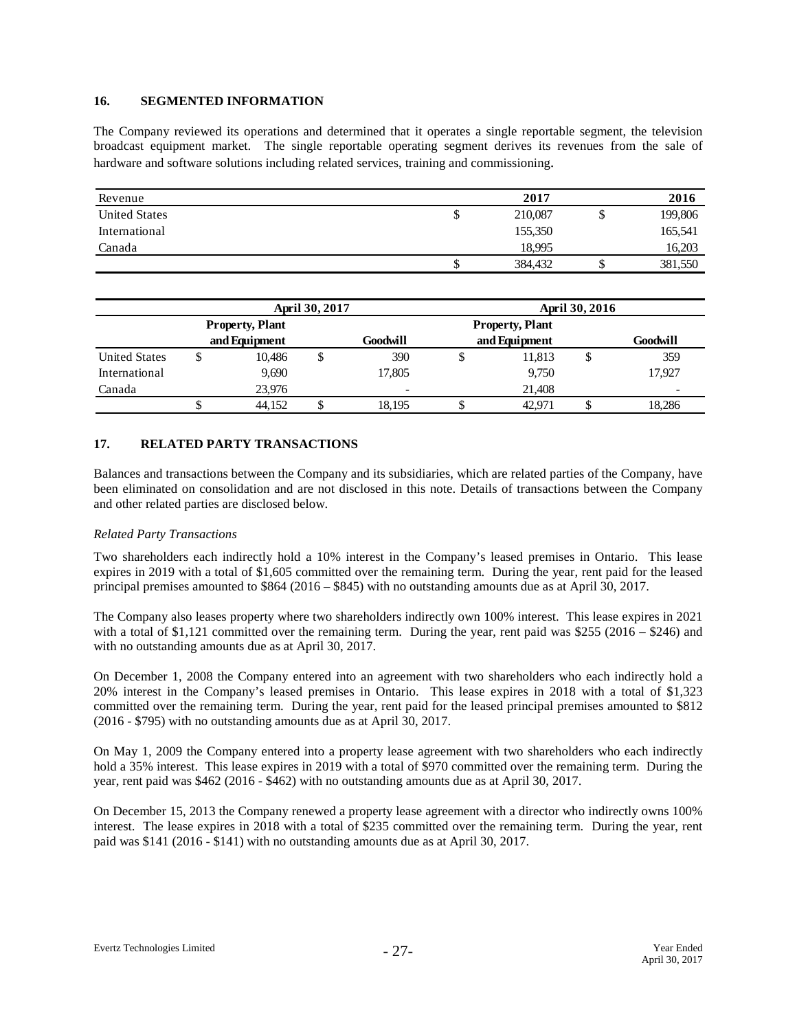## 16. SEGMENTED INFORMATION

The Company reviewed its operations and determined that it operates a single reportable segment, the television broadcast equipment market. The single reportable operating segment derives its revenues from the sale of hardware and software solutions including related services, training and commissioning.

| Revenue | 2017 | 2016 |
|---|---|---|
| United States | $ 210,087 | $ 199,806 |
| International | 155,350 | 165,541 |
| Canada | 18,995 | 16,203 |
| | $ 384,432 | $ 381,550 |

| | April 30, 2017 | | April 30, 2016 | |
|---|---|---|---|---|
| | Property, Plant and Equipment | Goodwill | Property, Plant and Equipment | Goodwill |
| United States | $ 10,486 | $ 390 | $ 11,813 | $ 359 |
| International | 9,690 | 17,805 | 9,750 | 17,927 |
| Canada | 23,976 | - | 21,408 | - |
| | $ 44,152 | $ 18,195 | $ 42,971 | $ 18,286 |

## 17. RELATED PARTY TRANSACTIONS

Balances and transactions between the Company and its subsidiaries, which are related parties of the Company, have been eliminated on consolidation and are not disclosed in this note. Details of transactions between the Company and other related parties are disclosed below.

*Related Party Transactions*

Two shareholders each indirectly hold a 10% interest in the Company's leased premises in Ontario. This lease expires in 2019 with a total of $1,605 committed over the remaining term. During the year, rent paid for the leased principal premises amounted to $864 (2016 – $845) with no outstanding amounts due as at April 30, 2017.

The Company also leases property where two shareholders indirectly own 100% interest. This lease expires in 2021 with a total of $1,121 committed over the remaining term. During the year, rent paid was $255 (2016 – $246) and with no outstanding amounts due as at April 30, 2017.

On December 1, 2008 the Company entered into an agreement with two shareholders who each indirectly hold a 20% interest in the Company's leased premises in Ontario. This lease expires in 2018 with a total of $1,323 committed over the remaining term. During the year, rent paid for the leased principal premises amounted to $812 (2016 - $795) with no outstanding amounts due as at April 30, 2017.

On May 1, 2009 the Company entered into a property lease agreement with two shareholders who each indirectly hold a 35% interest. This lease expires in 2019 with a total of $970 committed over the remaining term. During the year, rent paid was $462 (2016 - $462) with no outstanding amounts due as at April 30, 2017.

On December 15, 2013 the Company renewed a property lease agreement with a director who indirectly owns 100% interest. The lease expires in 2018 with a total of $235 committed over the remaining term. During the year, rent paid was $141 (2016 - $141) with no outstanding amounts due as at April 30, 2017.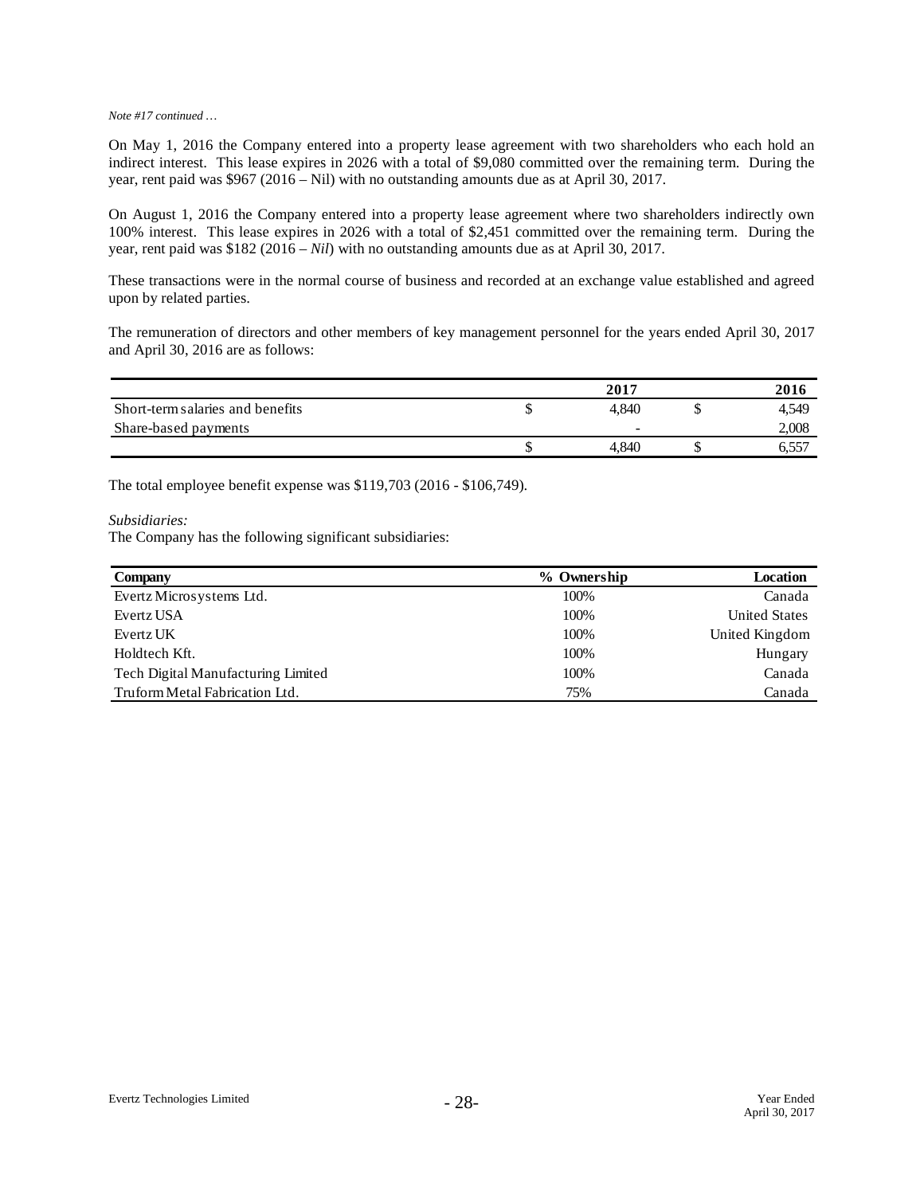*Note #17 continued …*

On May 1, 2016 the Company entered into a property lease agreement with two shareholders who each hold an indirect interest. This lease expires in 2026 with a total of $9,080 committed over the remaining term. During the year, rent paid was $967 (2016 – Nil) with no outstanding amounts due as at April 30, 2017.

On August 1, 2016 the Company entered into a property lease agreement where two shareholders indirectly own 100% interest. This lease expires in 2026 with a total of $2,451 committed over the remaining term. During the year, rent paid was $182 (2016 – *Nil*) with no outstanding amounts due as at April 30, 2017.

These transactions were in the normal course of business and recorded at an exchange value established and agreed upon by related parties.

The remuneration of directors and other members of key management personnel for the years ended April 30, 2017 and April 30, 2016 are as follows:

| | | 2017 | | 2016 |
|---|---|---|---|---|
| Short-term salaries and benefits | $ | 4,840 | $ | 4,549 |
| Share-based payments | | - | | 2,008 |
| | $ | 4,840 | $ | 6,557 |

The total employee benefit expense was $119,703 (2016 - $106,749).

*Subsidiaries:*
The Company has the following significant subsidiaries:

| Company | % Ownership | Location |
|---|---|---|
| Evertz Microsystems Ltd. | 100% | Canada |
| Evertz USA | 100% | United States |
| Evertz UK | 100% | United Kingdom |
| Holdtech Kft. | 100% | Hungary |
| Tech Digital Manufacturing Limited | 100% | Canada |
| Truform Metal Fabrication Ltd. | 75% | Canada |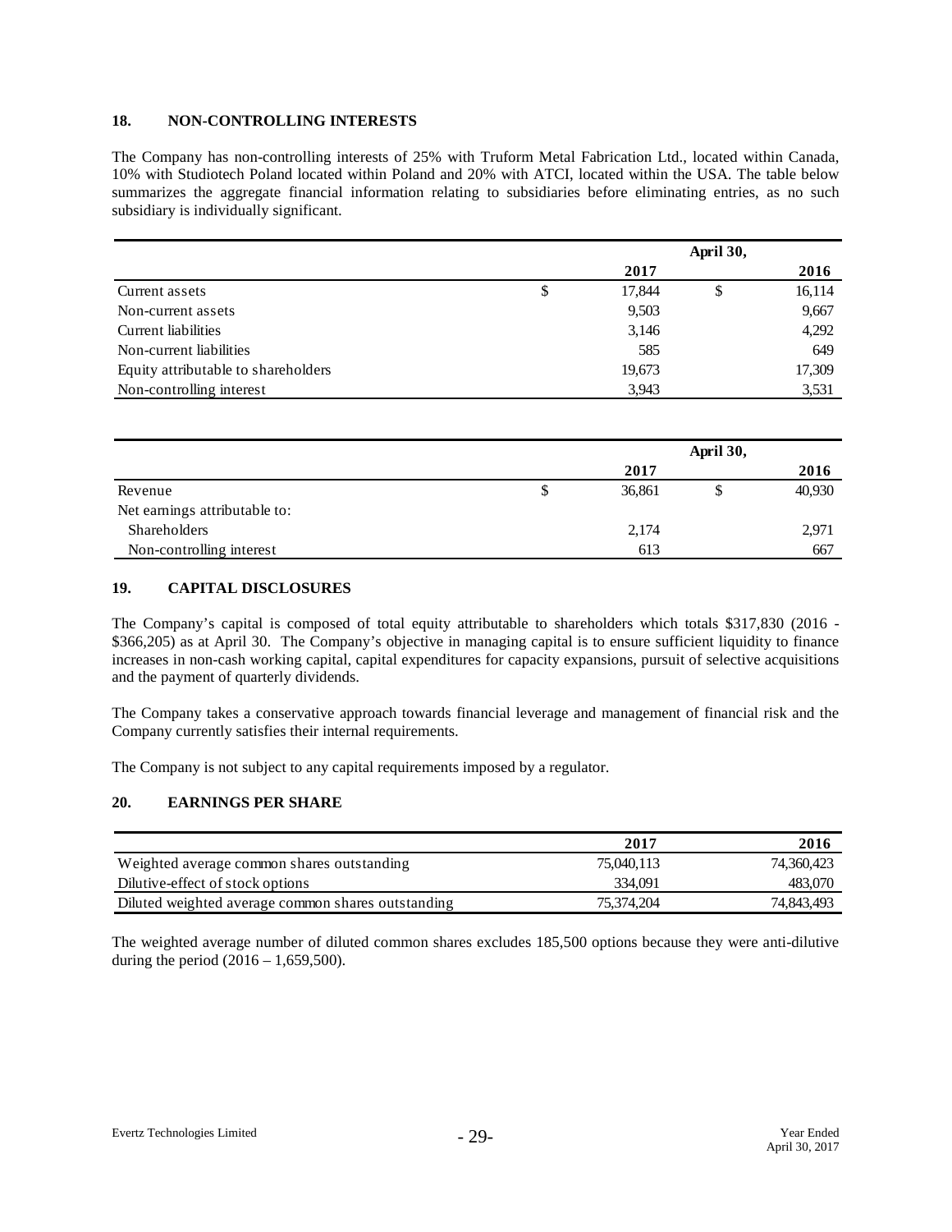## 18. NON-CONTROLLING INTERESTS

The Company has non-controlling interests of 25% with Truform Metal Fabrication Ltd., located within Canada, 10% with Studiotech Poland located within Poland and 20% with ATCI, located within the USA. The table below summarizes the aggregate financial information relating to subsidiaries before eliminating entries, as no such subsidiary is individually significant.

| | April 30, 2017 | April 30, 2016 |
|---|---|---|
| Current assets | $ 17,844 | $ 16,114 |
| Non-current assets | 9,503 | 9,667 |
| Current liabilities | 3,146 | 4,292 |
| Non-current liabilities | 585 | 649 |
| Equity attributable to shareholders | 19,673 | 17,309 |
| Non-controlling interest | 3,943 | 3,531 |

| | April 30, 2017 | April 30, 2016 |
|---|---|---|
| Revenue | $ 36,861 | $ 40,930 |
| Net earnings attributable to: | | |
| Shareholders | 2,174 | 2,971 |
| Non-controlling interest | 613 | 667 |

## 19. CAPITAL DISCLOSURES

The Company's capital is composed of total equity attributable to shareholders which totals $317,830 (2016 - $366,205) as at April 30. The Company's objective in managing capital is to ensure sufficient liquidity to finance increases in non-cash working capital, capital expenditures for capacity expansions, pursuit of selective acquisitions and the payment of quarterly dividends.

The Company takes a conservative approach towards financial leverage and management of financial risk and the Company currently satisfies their internal requirements.

The Company is not subject to any capital requirements imposed by a regulator.

## 20. EARNINGS PER SHARE

| | 2017 | 2016 |
|---|---|---|
| Weighted average common shares outstanding | 75,040,113 | 74,360,423 |
| Dilutive-effect of stock options | 334,091 | 483,070 |
| Diluted weighted average common shares outstanding | 75,374,204 | 74,843,493 |

The weighted average number of diluted common shares excludes 185,500 options because they were anti-dilutive during the period (2016 – 1,659,500).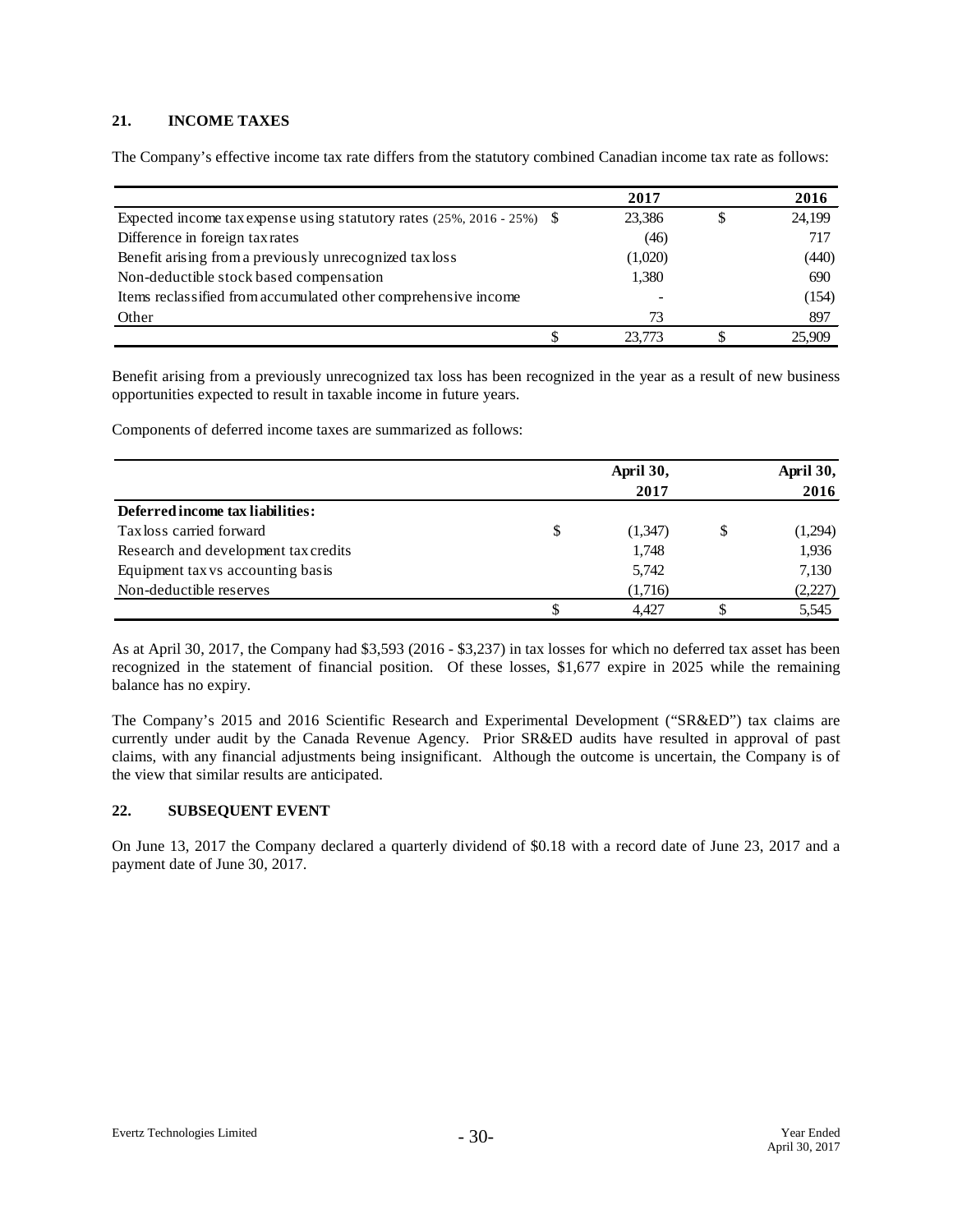## 21. INCOME TAXES

The Company's effective income tax rate differs from the statutory combined Canadian income tax rate as follows:

| | 2017 | 2016 |
|---|---|---|
| Expected income tax expense using statutory rates (25%, 2016 - 25%) | $ 23,386 | $ 24,199 |
| Difference in foreign tax rates | (46) | 717 |
| Benefit arising from a previously unrecognized tax loss | (1,020) | (440) |
| Non-deductible stock based compensation | 1,380 | 690 |
| Items reclassified from accumulated other comprehensive income | - | (154) |
| Other | 73 | 897 |
| | $ 23,773 | $ 25,909 |

Benefit arising from a previously unrecognized tax loss has been recognized in the year as a result of new business opportunities expected to result in taxable income in future years.

Components of deferred income taxes are summarized as follows:

| | April 30, 2017 | April 30, 2016 |
|---|---|---|
| **Deferred income tax liabilities:** | | |
| Tax loss carried forward | $ (1,347) | $ (1,294) |
| Research and development tax credits | 1,748 | 1,936 |
| Equipment tax vs accounting basis | 5,742 | 7,130 |
| Non-deductible reserves | (1,716) | (2,227) |
| | $ 4,427 | $ 5,545 |

As at April 30, 2017, the Company had $3,593 (2016 - $3,237) in tax losses for which no deferred tax asset has been recognized in the statement of financial position. Of these losses, $1,677 expire in 2025 while the remaining balance has no expiry.

The Company's 2015 and 2016 Scientific Research and Experimental Development ("SR&ED") tax claims are currently under audit by the Canada Revenue Agency. Prior SR&ED audits have resulted in approval of past claims, with any financial adjustments being insignificant. Although the outcome is uncertain, the Company is of the view that similar results are anticipated.

## 22. SUBSEQUENT EVENT

On June 13, 2017 the Company declared a quarterly dividend of $0.18 with a record date of June 23, 2017 and a payment date of June 30, 2017.